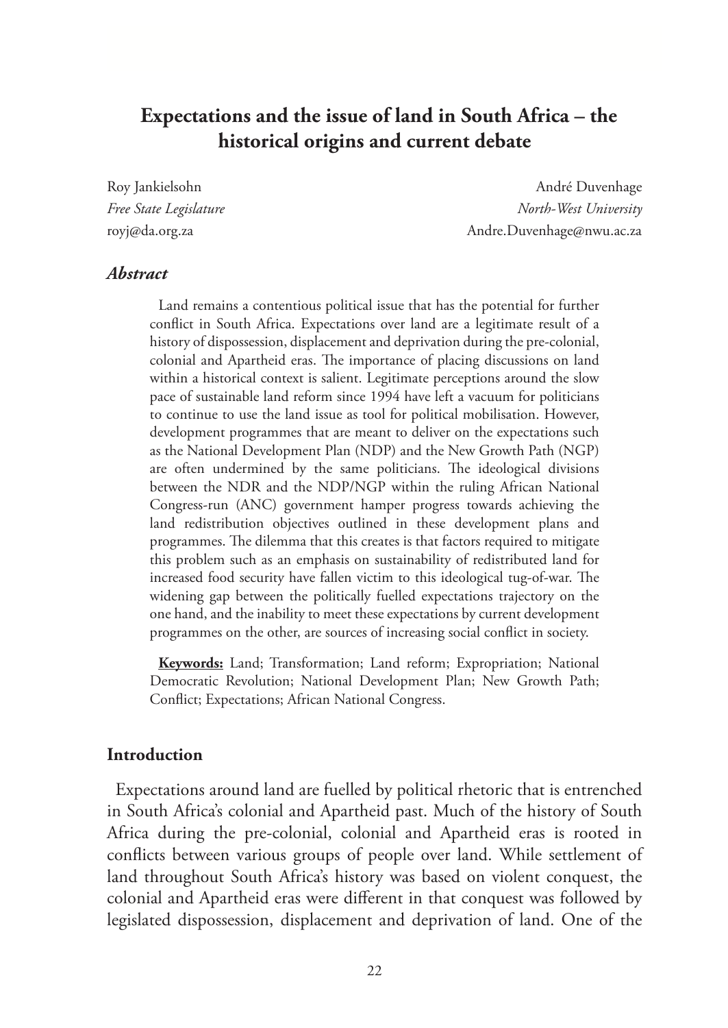# Expectations and the issue of land in South Africa – the historical origins and current debate

Roy Jankielsohn
*Free State Legislature*
royj@da.org.za

André Duvenhage
*North-West University*
Andre.Duvenhage@nwu.ac.za

### *Abstract*

Land remains a contentious political issue that has the potential for further conflict in South Africa. Expectations over land are a legitimate result of a history of dispossession, displacement and deprivation during the pre-colonial, colonial and Apartheid eras. The importance of placing discussions on land within a historical context is salient. Legitimate perceptions around the slow pace of sustainable land reform since 1994 have left a vacuum for politicians to continue to use the land issue as tool for political mobilisation. However, development programmes that are meant to deliver on the expectations such as the National Development Plan (NDP) and the New Growth Path (NGP) are often undermined by the same politicians. The ideological divisions between the NDR and the NDP/NGP within the ruling African National Congress-run (ANC) government hamper progress towards achieving the land redistribution objectives outlined in these development plans and programmes. The dilemma that this creates is that factors required to mitigate this problem such as an emphasis on sustainability of redistributed land for increased food security have fallen victim to this ideological tug-of-war. The widening gap between the politically fuelled expectations trajectory on the one hand, and the inability to meet these expectations by current development programmes on the other, are sources of increasing social conflict in society.

**Keywords:** Land; Transformation; Land reform; Expropriation; National Democratic Revolution; National Development Plan; New Growth Path; Conflict; Expectations; African National Congress.

## Introduction

Expectations around land are fuelled by political rhetoric that is entrenched in South Africa's colonial and Apartheid past. Much of the history of South Africa during the pre-colonial, colonial and Apartheid eras is rooted in conflicts between various groups of people over land. While settlement of land throughout South Africa's history was based on violent conquest, the colonial and Apartheid eras were different in that conquest was followed by legislated dispossession, displacement and deprivation of land. One of the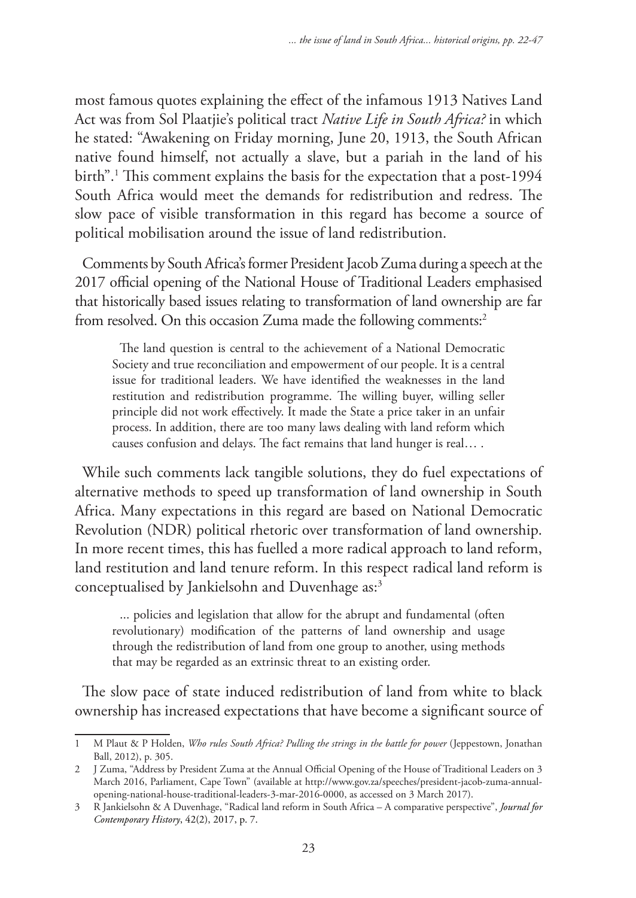most famous quotes explaining the effect of the infamous 1913 Natives Land Act was from Sol Plaatjie's political tract *Native Life in South Africa?* in which he stated: "Awakening on Friday morning, June 20, 1913, the South African native found himself, not actually a slave, but a pariah in the land of his birth".[1] This comment explains the basis for the expectation that a post-1994 South Africa would meet the demands for redistribution and redress. The slow pace of visible transformation in this regard has become a source of political mobilisation around the issue of land redistribution.

Comments by South Africa's former President Jacob Zuma during a speech at the 2017 official opening of the National House of Traditional Leaders emphasised that historically based issues relating to transformation of land ownership are far from resolved. On this occasion Zuma made the following comments:[2]

> The land question is central to the achievement of a National Democratic Society and true reconciliation and empowerment of our people. It is a central issue for traditional leaders. We have identified the weaknesses in the land restitution and redistribution programme. The willing buyer, willing seller principle did not work effectively. It made the State a price taker in an unfair process. In addition, there are too many laws dealing with land reform which causes confusion and delays. The fact remains that land hunger is real… .

While such comments lack tangible solutions, they do fuel expectations of alternative methods to speed up transformation of land ownership in South Africa. Many expectations in this regard are based on National Democratic Revolution (NDR) political rhetoric over transformation of land ownership. In more recent times, this has fuelled a more radical approach to land reform, land restitution and land tenure reform. In this respect radical land reform is conceptualised by Jankielsohn and Duvenhage as:[3]

> ... policies and legislation that allow for the abrupt and fundamental (often revolutionary) modification of the patterns of land ownership and usage through the redistribution of land from one group to another, using methods that may be regarded as an extrinsic threat to an existing order.

The slow pace of state induced redistribution of land from white to black ownership has increased expectations that have become a significant source of

---

1 M Plaut & P Holden, *Who rules South Africa? Pulling the strings in the battle for power* (Jeppestown, Jonathan Ball, 2012), p. 305.

2 J Zuma, "Address by President Zuma at the Annual Official Opening of the House of Traditional Leaders on 3 March 2016, Parliament, Cape Town" (available at http://www.gov.za/speeches/president-jacob-zuma-annual-opening-national-house-traditional-leaders-3-mar-2016-0000, as accessed on 3 March 2017).

3 R Jankielsohn & A Duvenhage, "Radical land reform in South Africa – A comparative perspective", *Journal for Contemporary History*, 42(2), 2017, p. 7.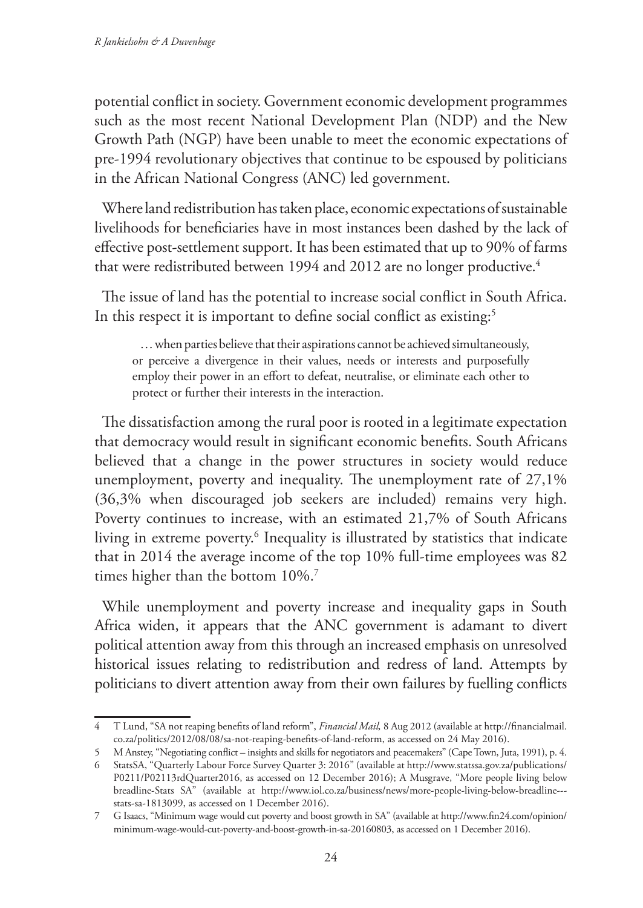potential conflict in society. Government economic development programmes such as the most recent National Development Plan (NDP) and the New Growth Path (NGP) have been unable to meet the economic expectations of pre-1994 revolutionary objectives that continue to be espoused by politicians in the African National Congress (ANC) led government.

Where land redistribution has taken place, economic expectations of sustainable livelihoods for beneficiaries have in most instances been dashed by the lack of effective post-settlement support. It has been estimated that up to 90% of farms that were redistributed between 1994 and 2012 are no longer productive.[4]

The issue of land has the potential to increase social conflict in South Africa. In this respect it is important to define social conflict as existing:[5]

> … when parties believe that their aspirations cannot be achieved simultaneously, or perceive a divergence in their values, needs or interests and purposefully employ their power in an effort to defeat, neutralise, or eliminate each other to protect or further their interests in the interaction.

The dissatisfaction among the rural poor is rooted in a legitimate expectation that democracy would result in significant economic benefits. South Africans believed that a change in the power structures in society would reduce unemployment, poverty and inequality. The unemployment rate of 27,1% (36,3% when discouraged job seekers are included) remains very high. Poverty continues to increase, with an estimated 21,7% of South Africans living in extreme poverty.[6] Inequality is illustrated by statistics that indicate that in 2014 the average income of the top 10% full-time employees was 82 times higher than the bottom 10%.[7]

While unemployment and poverty increase and inequality gaps in South Africa widen, it appears that the ANC government is adamant to divert political attention away from this through an increased emphasis on unresolved historical issues relating to redistribution and redress of land. Attempts by politicians to divert attention away from their own failures by fuelling conflicts

---

4 T Lund, "SA not reaping benefits of land reform", *Financial Mail,* 8 Aug 2012 (available at http://financialmail.co.za/politics/2012/08/08/sa-not-reaping-benefits-of-land-reform, as accessed on 24 May 2016).

5 M Anstey, "Negotiating conflict – insights and skills for negotiators and peacemakers" (Cape Town, Juta, 1991), p. 4.

6 StatsSA, "Quarterly Labour Force Survey Quarter 3: 2016" (available at http://www.statssa.gov.za/publications/P0211/P02113rdQuarter2016, as accessed on 12 December 2016); A Musgrave, "More people living below breadline-Stats SA" (available at http://www.iol.co.za/business/news/more-people-living-below-breadline---stats-sa-1813099, as accessed on 1 December 2016).

7 G Isaacs, "Minimum wage would cut poverty and boost growth in SA" (available at http://www.fin24.com/opinion/minimum-wage-would-cut-poverty-and-boost-growth-in-sa-20160803, as accessed on 1 December 2016).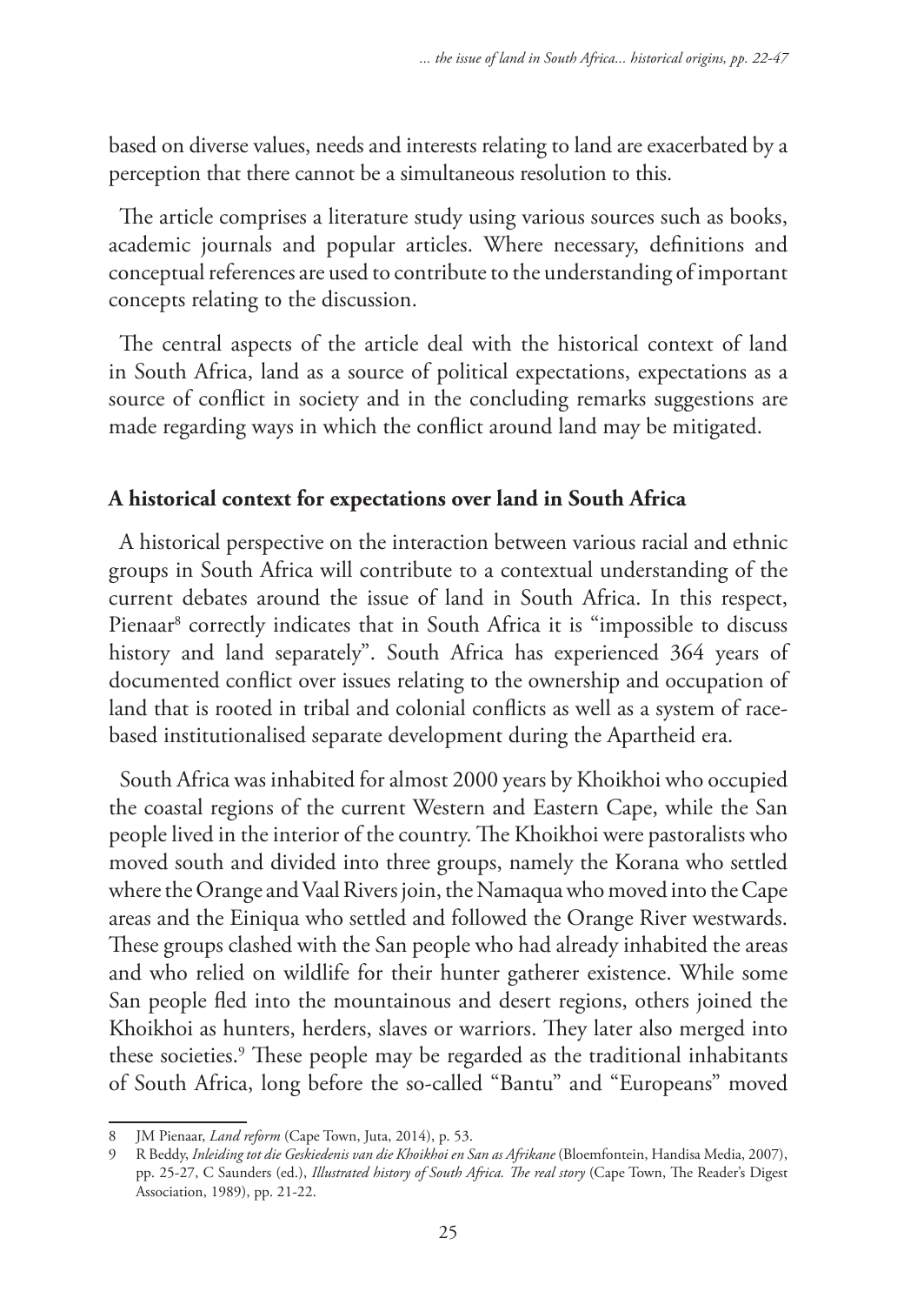based on diverse values, needs and interests relating to land are exacerbated by a perception that there cannot be a simultaneous resolution to this.

The article comprises a literature study using various sources such as books, academic journals and popular articles. Where necessary, definitions and conceptual references are used to contribute to the understanding of important concepts relating to the discussion.

The central aspects of the article deal with the historical context of land in South Africa, land as a source of political expectations, expectations as a source of conflict in society and in the concluding remarks suggestions are made regarding ways in which the conflict around land may be mitigated.

## A historical context for expectations over land in South Africa

A historical perspective on the interaction between various racial and ethnic groups in South Africa will contribute to a contextual understanding of the current debates around the issue of land in South Africa. In this respect, Pienaar[8] correctly indicates that in South Africa it is "impossible to discuss history and land separately". South Africa has experienced 364 years of documented conflict over issues relating to the ownership and occupation of land that is rooted in tribal and colonial conflicts as well as a system of race-based institutionalised separate development during the Apartheid era.

South Africa was inhabited for almost 2000 years by Khoikhoi who occupied the coastal regions of the current Western and Eastern Cape, while the San people lived in the interior of the country. The Khoikhoi were pastoralists who moved south and divided into three groups, namely the Korana who settled where the Orange and Vaal Rivers join, the Namaqua who moved into the Cape areas and the Einiqua who settled and followed the Orange River westwards. These groups clashed with the San people who had already inhabited the areas and who relied on wildlife for their hunter gatherer existence. While some San people fled into the mountainous and desert regions, others joined the Khoikhoi as hunters, herders, slaves or warriors. They later also merged into these societies.[9] These people may be regarded as the traditional inhabitants of South Africa, long before the so-called "Bantu" and "Europeans" moved

---

8 JM Pienaar, *Land reform* (Cape Town, Juta, 2014), p. 53.

9 R Beddy, *Inleiding tot die Geskiedenis van die Khoikhoi en San as Afrikane* (Bloemfontein, Handisa Media, 2007), pp. 25-27, C Saunders (ed.), *Illustrated history of South Africa. The real story* (Cape Town, The Reader's Digest Association, 1989), pp. 21-22.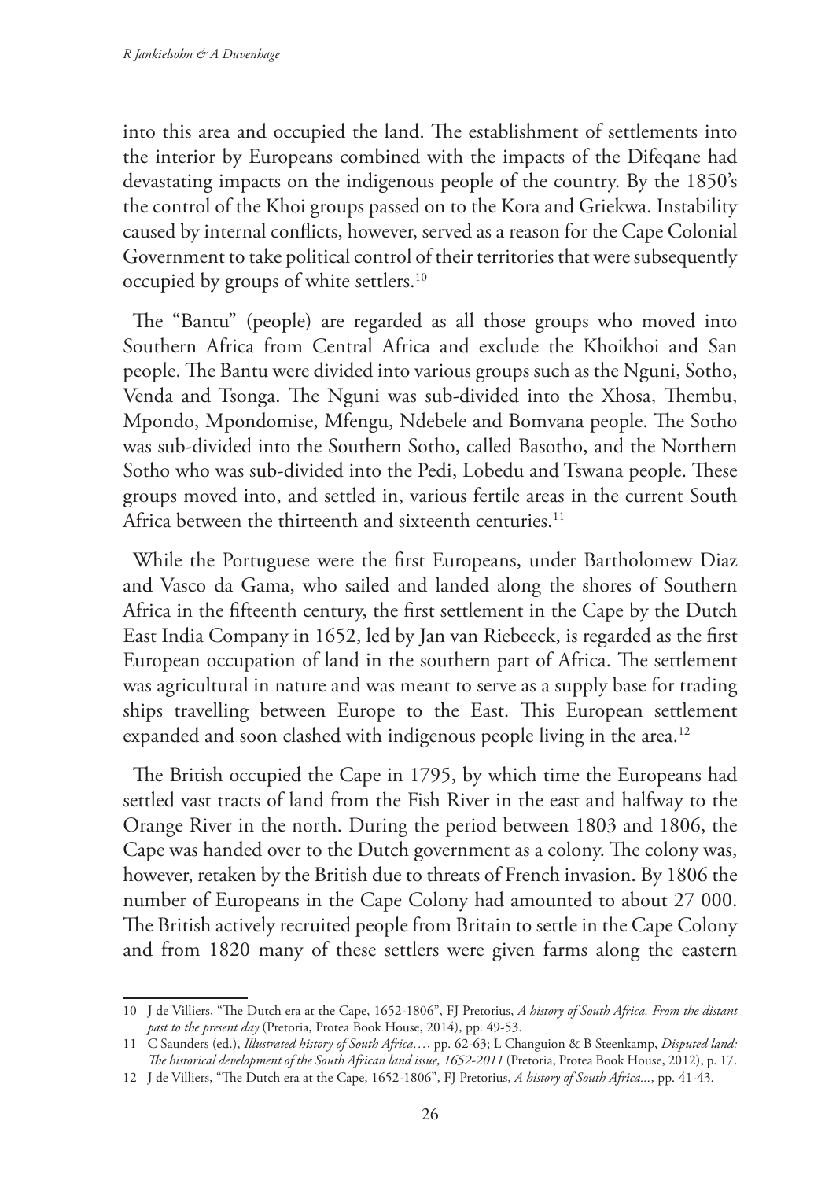into this area and occupied the land. The establishment of settlements into the interior by Europeans combined with the impacts of the Difeqane had devastating impacts on the indigenous people of the country. By the 1850's the control of the Khoi groups passed on to the Kora and Griekwa. Instability caused by internal conflicts, however, served as a reason for the Cape Colonial Government to take political control of their territories that were subsequently occupied by groups of white settlers.[10]

The "Bantu" (people) are regarded as all those groups who moved into Southern Africa from Central Africa and exclude the Khoikhoi and San people. The Bantu were divided into various groups such as the Nguni, Sotho, Venda and Tsonga. The Nguni was sub-divided into the Xhosa, Thembu, Mpondo, Mpondomise, Mfengu, Ndebele and Bomvana people. The Sotho was sub-divided into the Southern Sotho, called Basotho, and the Northern Sotho who was sub-divided into the Pedi, Lobedu and Tswana people. These groups moved into, and settled in, various fertile areas in the current South Africa between the thirteenth and sixteenth centuries.[11]

While the Portuguese were the first Europeans, under Bartholomew Diaz and Vasco da Gama, who sailed and landed along the shores of Southern Africa in the fifteenth century, the first settlement in the Cape by the Dutch East India Company in 1652, led by Jan van Riebeeck, is regarded as the first European occupation of land in the southern part of Africa. The settlement was agricultural in nature and was meant to serve as a supply base for trading ships travelling between Europe to the East. This European settlement expanded and soon clashed with indigenous people living in the area.[12]

The British occupied the Cape in 1795, by which time the Europeans had settled vast tracts of land from the Fish River in the east and halfway to the Orange River in the north. During the period between 1803 and 1806, the Cape was handed over to the Dutch government as a colony. The colony was, however, retaken by the British due to threats of French invasion. By 1806 the number of Europeans in the Cape Colony had amounted to about 27 000. The British actively recruited people from Britain to settle in the Cape Colony and from 1820 many of these settlers were given farms along the eastern

---

10 J de Villiers, "The Dutch era at the Cape, 1652-1806", FJ Pretorius, *A history of South Africa. From the distant past to the present day* (Pretoria, Protea Book House, 2014), pp. 49-53.

11 C Saunders (ed.), *Illustrated history of South Africa…*, pp. 62-63; L Changuion & B Steenkamp, *Disputed land: The historical development of the South African land issue, 1652-2011* (Pretoria, Protea Book House, 2012), p. 17.

12 J de Villiers, "The Dutch era at the Cape, 1652-1806", FJ Pretorius, *A history of South Africa...*, pp. 41-43.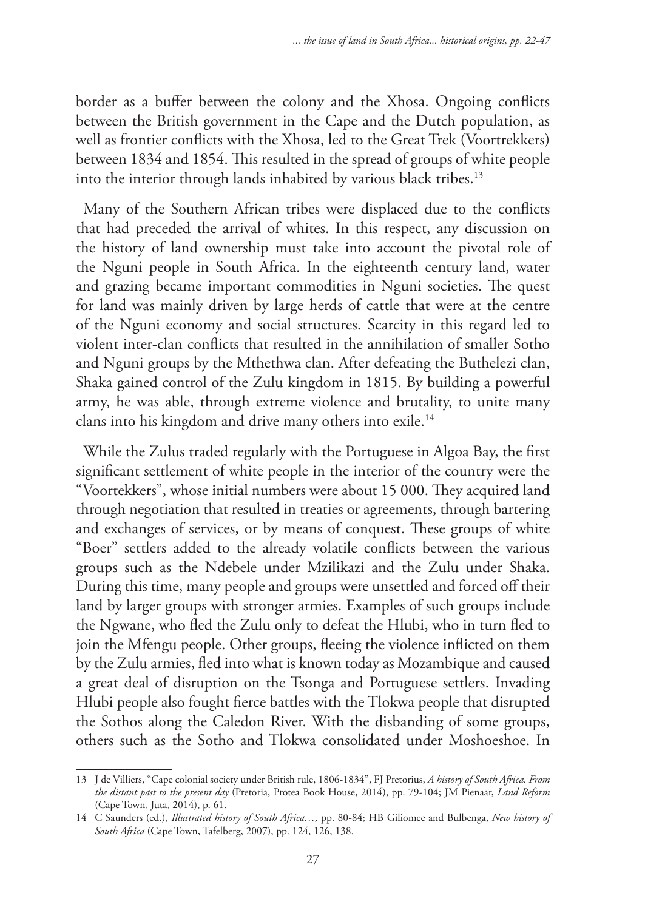border as a buffer between the colony and the Xhosa. Ongoing conflicts between the British government in the Cape and the Dutch population, as well as frontier conflicts with the Xhosa, led to the Great Trek (Voortrekkers) between 1834 and 1854. This resulted in the spread of groups of white people into the interior through lands inhabited by various black tribes.[13]

Many of the Southern African tribes were displaced due to the conflicts that had preceded the arrival of whites. In this respect, any discussion on the history of land ownership must take into account the pivotal role of the Nguni people in South Africa. In the eighteenth century land, water and grazing became important commodities in Nguni societies. The quest for land was mainly driven by large herds of cattle that were at the centre of the Nguni economy and social structures. Scarcity in this regard led to violent inter-clan conflicts that resulted in the annihilation of smaller Sotho and Nguni groups by the Mthethwa clan. After defeating the Buthelezi clan, Shaka gained control of the Zulu kingdom in 1815. By building a powerful army, he was able, through extreme violence and brutality, to unite many clans into his kingdom and drive many others into exile.[14]

While the Zulus traded regularly with the Portuguese in Algoa Bay, the first significant settlement of white people in the interior of the country were the "Voortekkers", whose initial numbers were about 15 000. They acquired land through negotiation that resulted in treaties or agreements, through bartering and exchanges of services, or by means of conquest. These groups of white "Boer" settlers added to the already volatile conflicts between the various groups such as the Ndebele under Mzilikazi and the Zulu under Shaka. During this time, many people and groups were unsettled and forced off their land by larger groups with stronger armies. Examples of such groups include the Ngwane, who fled the Zulu only to defeat the Hlubi, who in turn fled to join the Mfengu people. Other groups, fleeing the violence inflicted on them by the Zulu armies, fled into what is known today as Mozambique and caused a great deal of disruption on the Tsonga and Portuguese settlers. Invading Hlubi people also fought fierce battles with the Tlokwa people that disrupted the Sothos along the Caledon River. With the disbanding of some groups, others such as the Sotho and Tlokwa consolidated under Moshoeshoe. In

---

13 J de Villiers, "Cape colonial society under British rule, 1806-1834", FJ Pretorius, *A history of South Africa. From the distant past to the present day* (Pretoria, Protea Book House, 2014), pp. 79-104; JM Pienaar, *Land Reform* (Cape Town, Juta, 2014), p. 61.

14 C Saunders (ed.), *Illustrated history of South Africa…,* pp. 80-84; HB Giliomee and Bulbenga, *New history of South Africa* (Cape Town, Tafelberg, 2007), pp. 124, 126, 138.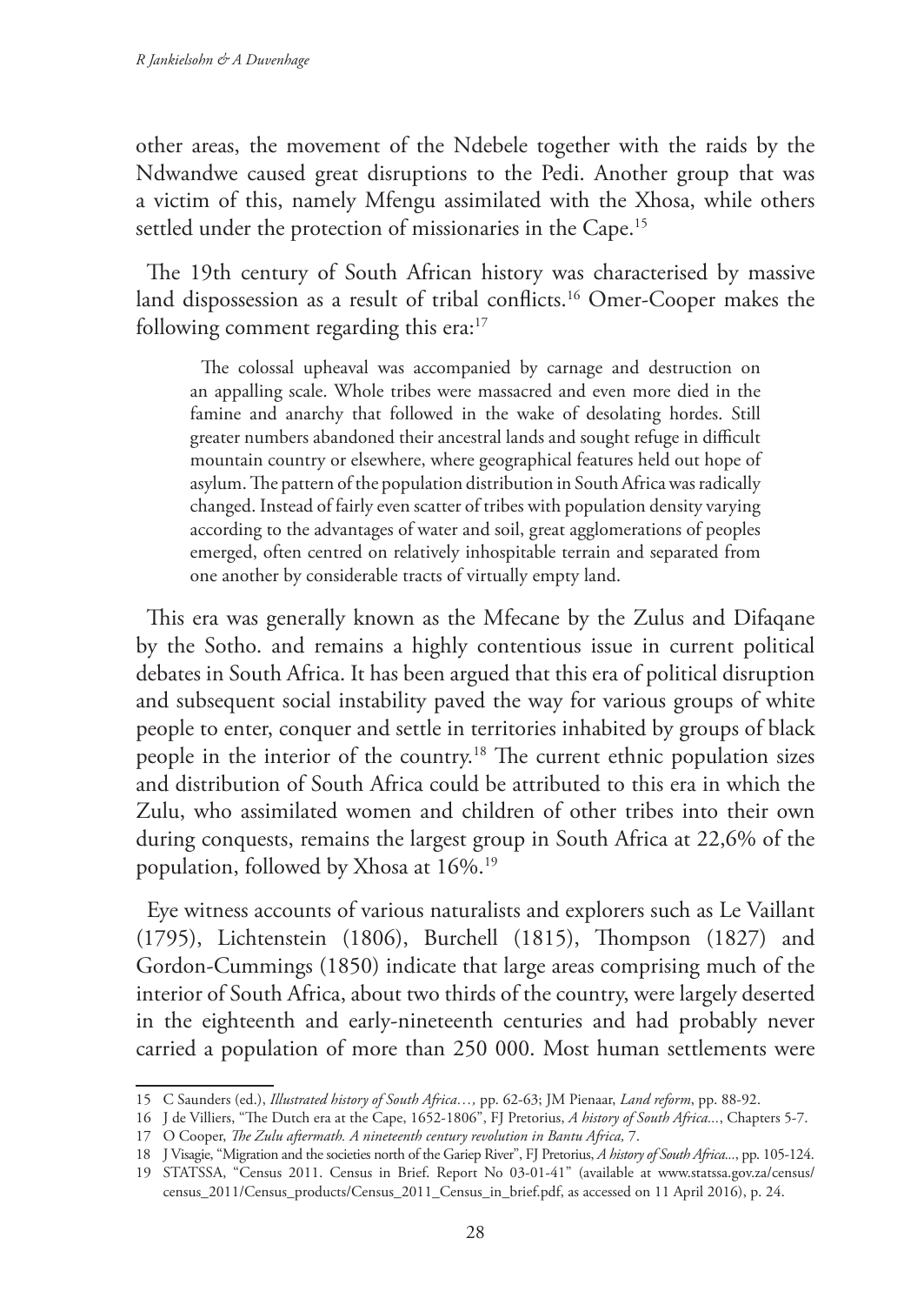other areas, the movement of the Ndebele together with the raids by the Ndwandwe caused great disruptions to the Pedi. Another group that was a victim of this, namely Mfengu assimilated with the Xhosa, while others settled under the protection of missionaries in the Cape.[15]

The 19th century of South African history was characterised by massive land dispossession as a result of tribal conflicts.[16] Omer-Cooper makes the following comment regarding this era:[17]

> The colossal upheaval was accompanied by carnage and destruction on an appalling scale. Whole tribes were massacred and even more died in the famine and anarchy that followed in the wake of desolating hordes. Still greater numbers abandoned their ancestral lands and sought refuge in difficult mountain country or elsewhere, where geographical features held out hope of asylum. The pattern of the population distribution in South Africa was radically changed. Instead of fairly even scatter of tribes with population density varying according to the advantages of water and soil, great agglomerations of peoples emerged, often centred on relatively inhospitable terrain and separated from one another by considerable tracts of virtually empty land.

This era was generally known as the Mfecane by the Zulus and Difaqane by the Sotho. and remains a highly contentious issue in current political debates in South Africa. It has been argued that this era of political disruption and subsequent social instability paved the way for various groups of white people to enter, conquer and settle in territories inhabited by groups of black people in the interior of the country.[18] The current ethnic population sizes and distribution of South Africa could be attributed to this era in which the Zulu, who assimilated women and children of other tribes into their own during conquests, remains the largest group in South Africa at 22,6% of the population, followed by Xhosa at 16%.[19]

Eye witness accounts of various naturalists and explorers such as Le Vaillant (1795), Lichtenstein (1806), Burchell (1815), Thompson (1827) and Gordon-Cummings (1850) indicate that large areas comprising much of the interior of South Africa, about two thirds of the country, were largely deserted in the eighteenth and early-nineteenth centuries and had probably never carried a population of more than 250 000. Most human settlements were

---

15 C Saunders (ed.), *Illustrated history of South Africa…,* pp. 62-63; JM Pienaar, *Land reform*, pp. 88-92.

16 J de Villiers, "The Dutch era at the Cape, 1652-1806", FJ Pretorius, *A history of South Africa...*, Chapters 5-7.

17 O Cooper, *The Zulu aftermath. A nineteenth century revolution in Bantu Africa,* 7.

18 J Visagie, "Migration and the societies north of the Gariep River", FJ Pretorius, *A history of South Africa...*, pp. 105-124.

19 STATSSA, "Census 2011. Census in Brief. Report No 03-01-41" (available at www.statssa.gov.za/census/census_2011/Census_products/Census_2011_Census_in_brief.pdf, as accessed on 11 April 2016), p. 24.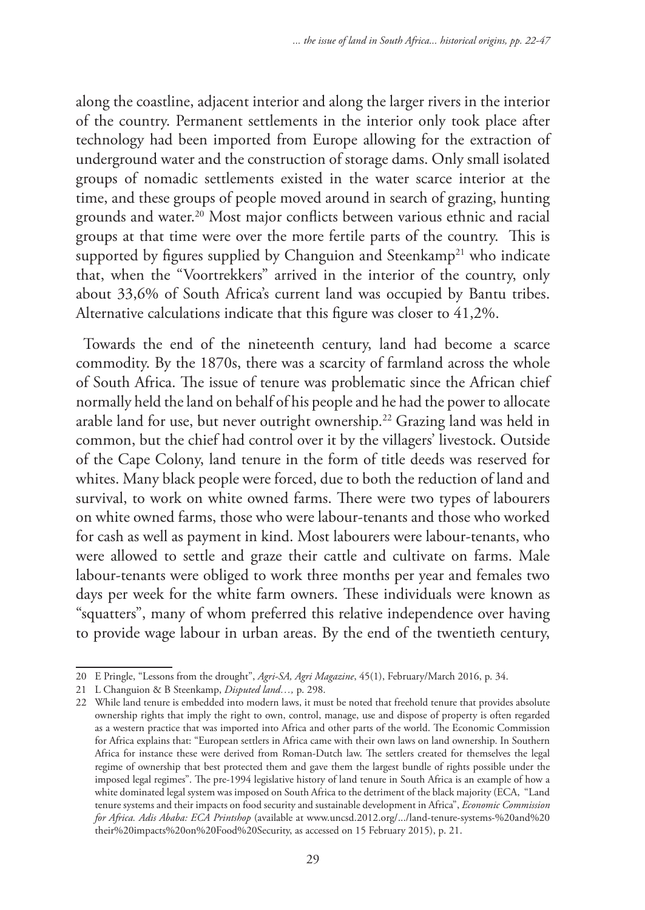along the coastline, adjacent interior and along the larger rivers in the interior of the country. Permanent settlements in the interior only took place after technology had been imported from Europe allowing for the extraction of underground water and the construction of storage dams. Only small isolated groups of nomadic settlements existed in the water scarce interior at the time, and these groups of people moved around in search of grazing, hunting grounds and water.[20] Most major conflicts between various ethnic and racial groups at that time were over the more fertile parts of the country. This is supported by figures supplied by Changuion and Steenkamp[21] who indicate that, when the "Voortrekkers" arrived in the interior of the country, only about 33,6% of South Africa's current land was occupied by Bantu tribes. Alternative calculations indicate that this figure was closer to 41,2%.

Towards the end of the nineteenth century, land had become a scarce commodity. By the 1870s, there was a scarcity of farmland across the whole of South Africa. The issue of tenure was problematic since the African chief normally held the land on behalf of his people and he had the power to allocate arable land for use, but never outright ownership.[22] Grazing land was held in common, but the chief had control over it by the villagers' livestock. Outside of the Cape Colony, land tenure in the form of title deeds was reserved for whites. Many black people were forced, due to both the reduction of land and survival, to work on white owned farms. There were two types of labourers on white owned farms, those who were labour-tenants and those who worked for cash as well as payment in kind. Most labourers were labour-tenants, who were allowed to settle and graze their cattle and cultivate on farms. Male labour-tenants were obliged to work three months per year and females two days per week for the white farm owners. These individuals were known as "squatters", many of whom preferred this relative independence over having to provide wage labour in urban areas. By the end of the twentieth century,

---

20 E Pringle, "Lessons from the drought", *Agri-SA, Agri Magazine*, 45(1), February/March 2016, p. 34.

21 L Changuion & B Steenkamp, *Disputed land…,* p. 298.

22 While land tenure is embedded into modern laws, it must be noted that freehold tenure that provides absolute ownership rights that imply the right to own, control, manage, use and dispose of property is often regarded as a western practice that was imported into Africa and other parts of the world. The Economic Commission for Africa explains that: "European settlers in Africa came with their own laws on land ownership. In Southern Africa for instance these were derived from Roman-Dutch law. The settlers created for themselves the legal regime of ownership that best protected them and gave them the largest bundle of rights possible under the imposed legal regimes". The pre-1994 legislative history of land tenure in South Africa is an example of how a white dominated legal system was imposed on South Africa to the detriment of the black majority (ECA, "Land tenure systems and their impacts on food security and sustainable development in Africa", *Economic Commission for Africa. Adis Ababa: ECA Printshop* (available at www.uncsd.2012.org/.../land-tenure-systems-%20and%20their%20impacts%20on%20Food%20Security, as accessed on 15 February 2015), p. 21.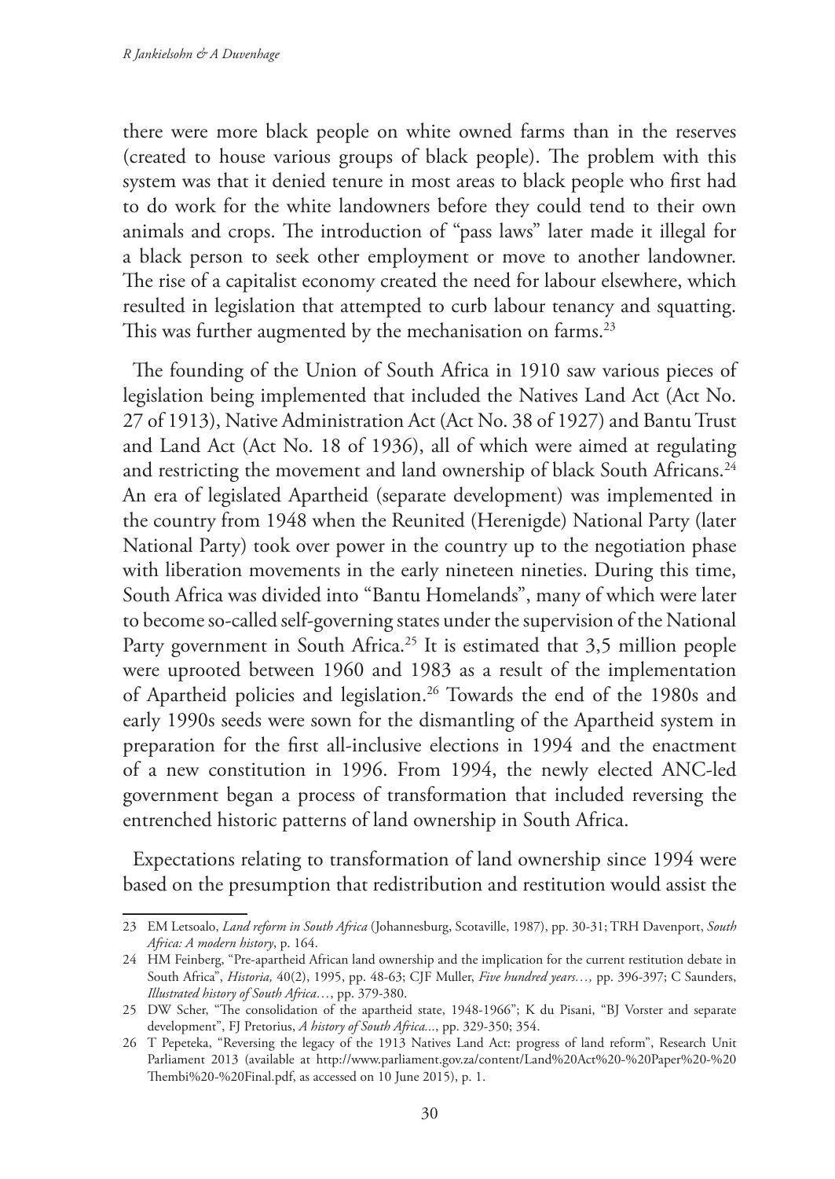there were more black people on white owned farms than in the reserves (created to house various groups of black people). The problem with this system was that it denied tenure in most areas to black people who first had to do work for the white landowners before they could tend to their own animals and crops. The introduction of "pass laws" later made it illegal for a black person to seek other employment or move to another landowner. The rise of a capitalist economy created the need for labour elsewhere, which resulted in legislation that attempted to curb labour tenancy and squatting. This was further augmented by the mechanisation on farms.[23]

The founding of the Union of South Africa in 1910 saw various pieces of legislation being implemented that included the Natives Land Act (Act No. 27 of 1913), Native Administration Act (Act No. 38 of 1927) and Bantu Trust and Land Act (Act No. 18 of 1936), all of which were aimed at regulating and restricting the movement and land ownership of black South Africans.[24] An era of legislated Apartheid (separate development) was implemented in the country from 1948 when the Reunited (Herenigde) National Party (later National Party) took over power in the country up to the negotiation phase with liberation movements in the early nineteen nineties. During this time, South Africa was divided into "Bantu Homelands", many of which were later to become so-called self-governing states under the supervision of the National Party government in South Africa.[25] It is estimated that 3,5 million people were uprooted between 1960 and 1983 as a result of the implementation of Apartheid policies and legislation.[26] Towards the end of the 1980s and early 1990s seeds were sown for the dismantling of the Apartheid system in preparation for the first all-inclusive elections in 1994 and the enactment of a new constitution in 1996. From 1994, the newly elected ANC-led government began a process of transformation that included reversing the entrenched historic patterns of land ownership in South Africa.

Expectations relating to transformation of land ownership since 1994 were based on the presumption that redistribution and restitution would assist the

---

23 EM Letsoalo, *Land reform in South Africa* (Johannesburg, Scotaville, 1987), pp. 30-31; TRH Davenport, *South Africa: A modern history*, p. 164.

24 HM Feinberg, "Pre-apartheid African land ownership and the implication for the current restitution debate in South Africa", *Historia,* 40(2), 1995, pp. 48-63; CJF Muller, *Five hundred years…,* pp. 396-397; C Saunders, *Illustrated history of South Africa…*, pp. 379-380.

25 DW Scher, "The consolidation of the apartheid state, 1948-1966"; K du Pisani, "BJ Vorster and separate development", FJ Pretorius, *A history of South Africa...*, pp. 329-350; 354.

26 T Pepeteka, "Reversing the legacy of the 1913 Natives Land Act: progress of land reform", Research Unit Parliament 2013 (available at http://www.parliament.gov.za/content/Land%20Act%20-%20Paper%20-%20Thembi%20-%20Final.pdf, as accessed on 10 June 2015), p. 1.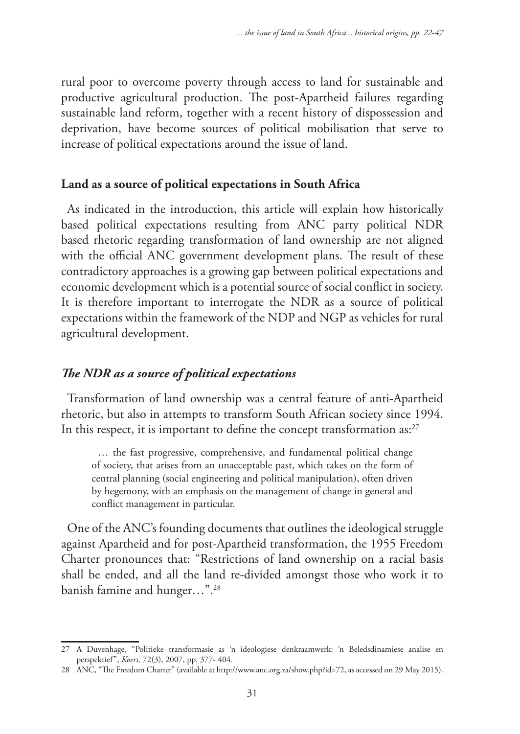rural poor to overcome poverty through access to land for sustainable and productive agricultural production. The post-Apartheid failures regarding sustainable land reform, together with a recent history of dispossession and deprivation, have become sources of political mobilisation that serve to increase of political expectations around the issue of land.

## Land as a source of political expectations in South Africa

As indicated in the introduction, this article will explain how historically based political expectations resulting from ANC party political NDR based rhetoric regarding transformation of land ownership are not aligned with the official ANC government development plans. The result of these contradictory approaches is a growing gap between political expectations and economic development which is a potential source of social conflict in society. It is therefore important to interrogate the NDR as a source of political expectations within the framework of the NDP and NGP as vehicles for rural agricultural development.

### *The NDR as a source of political expectations*

Transformation of land ownership was a central feature of anti-Apartheid rhetoric, but also in attempts to transform South African society since 1994. In this respect, it is important to define the concept transformation as:[27]

> … the fast progressive, comprehensive, and fundamental political change of society, that arises from an unacceptable past, which takes on the form of central planning (social engineering and political manipulation), often driven by hegemony, with an emphasis on the management of change in general and conflict management in particular.

One of the ANC's founding documents that outlines the ideological struggle against Apartheid and for post-Apartheid transformation, the 1955 Freedom Charter pronounces that: "Restrictions of land ownership on a racial basis shall be ended, and all the land re-divided amongst those who work it to banish famine and hunger…".[28]

---

27 A Duvenhage, "Politieke transformasie as 'n ideologiese denkraamwerk: 'n Beledsdinamiese analise en perspektief", *Koers,* 72(3), 2007, pp. 377- 404.

28 ANC, "The Freedom Charter" (available at http://www.anc.org.za/show.php?id=72, as accessed on 29 May 2015).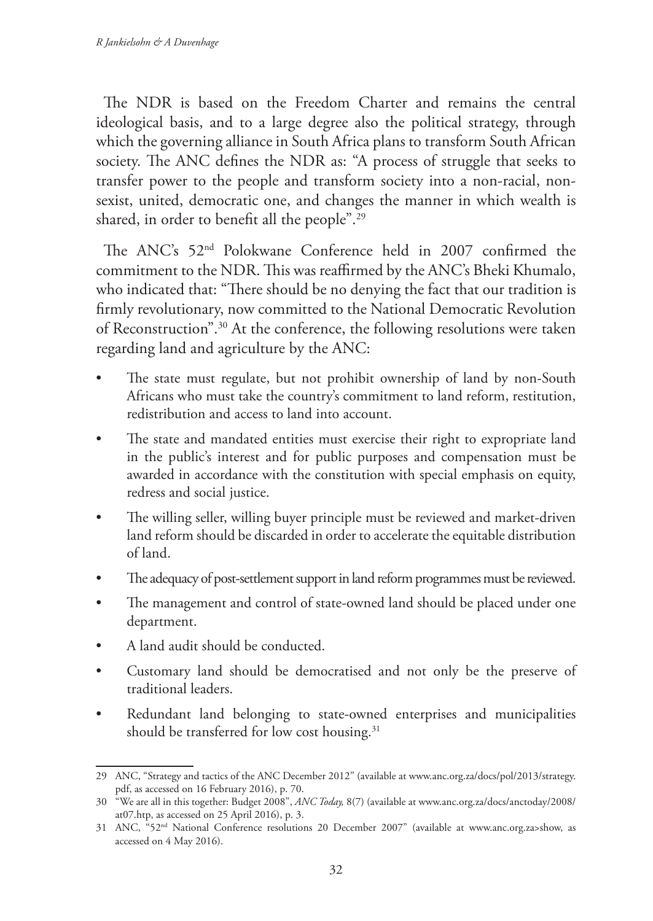The NDR is based on the Freedom Charter and remains the central ideological basis, and to a large degree also the political strategy, through which the governing alliance in South Africa plans to transform South African society. The ANC defines the NDR as: "A process of struggle that seeks to transfer power to the people and transform society into a non-racial, non-sexist, united, democratic one, and changes the manner in which wealth is shared, in order to benefit all the people".[29]

The ANC's 52nd Polokwane Conference held in 2007 confirmed the commitment to the NDR. This was reaffirmed by the ANC's Bheki Khumalo, who indicated that: "There should be no denying the fact that our tradition is firmly revolutionary, now committed to the National Democratic Revolution of Reconstruction".[30] At the conference, the following resolutions were taken regarding land and agriculture by the ANC:

- The state must regulate, but not prohibit ownership of land by non-South Africans who must take the country's commitment to land reform, restitution, redistribution and access to land into account.
- The state and mandated entities must exercise their right to expropriate land in the public's interest and for public purposes and compensation must be awarded in accordance with the constitution with special emphasis on equity, redress and social justice.
- The willing seller, willing buyer principle must be reviewed and market-driven land reform should be discarded in order to accelerate the equitable distribution of land.
- The adequacy of post-settlement support in land reform programmes must be reviewed.
- The management and control of state-owned land should be placed under one department.
- A land audit should be conducted.
- Customary land should be democratised and not only be the preserve of traditional leaders.
- Redundant land belonging to state-owned enterprises and municipalities should be transferred for low cost housing.[31]

---

29 ANC, "Strategy and tactics of the ANC December 2012" (available at www.anc.org.za/docs/pol/2013/strategy.pdf, as accessed on 16 February 2016), p. 70.

30 "We are all in this together: Budget 2008", *ANC Today,* 8(7) (available at www.anc.org.za/docs/anctoday/2008/at07.htp, as accessed on 25 April 2016), p. 3.

31 ANC, "52nd National Conference resolutions 20 December 2007" (available at www.anc.org.za>show, as accessed on 4 May 2016).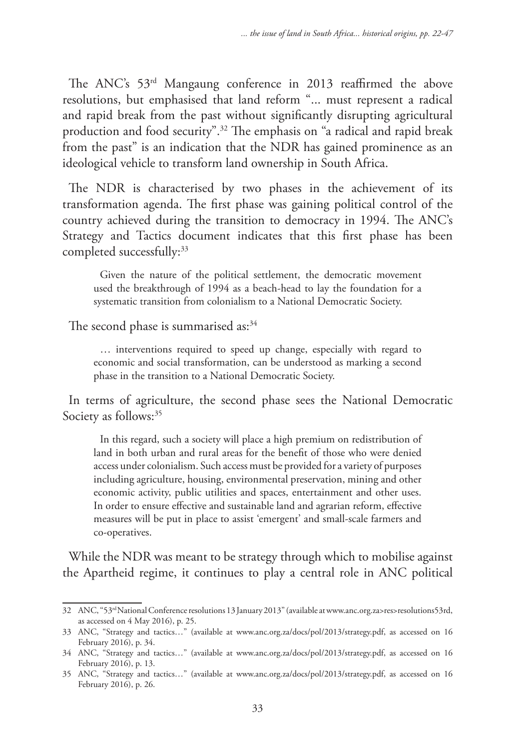The ANC's 53rd Mangaung conference in 2013 reaffirmed the above resolutions, but emphasised that land reform "... must represent a radical and rapid break from the past without significantly disrupting agricultural production and food security".[32] The emphasis on "a radical and rapid break from the past" is an indication that the NDR has gained prominence as an ideological vehicle to transform land ownership in South Africa.

The NDR is characterised by two phases in the achievement of its transformation agenda. The first phase was gaining political control of the country achieved during the transition to democracy in 1994. The ANC's Strategy and Tactics document indicates that this first phase has been completed successfully:[33]

> Given the nature of the political settlement, the democratic movement used the breakthrough of 1994 as a beach-head to lay the foundation for a systematic transition from colonialism to a National Democratic Society.

The second phase is summarised as:[34]

> … interventions required to speed up change, especially with regard to economic and social transformation, can be understood as marking a second phase in the transition to a National Democratic Society.

In terms of agriculture, the second phase sees the National Democratic Society as follows:[35]

> In this regard, such a society will place a high premium on redistribution of land in both urban and rural areas for the benefit of those who were denied access under colonialism. Such access must be provided for a variety of purposes including agriculture, housing, environmental preservation, mining and other economic activity, public utilities and spaces, entertainment and other uses. In order to ensure effective and sustainable land and agrarian reform, effective measures will be put in place to assist 'emergent' and small-scale farmers and co-operatives.

While the NDR was meant to be strategy through which to mobilise against the Apartheid regime, it continues to play a central role in ANC political

---

32 ANC, "53rd National Conference resolutions 13 January 2013" (available at www.anc.org.za>res>resolutions53rd, as accessed on 4 May 2016), p. 25.

33 ANC, "Strategy and tactics…" (available at www.anc.org.za/docs/pol/2013/strategy.pdf, as accessed on 16 February 2016), p. 34.

34 ANC, "Strategy and tactics…" (available at www.anc.org.za/docs/pol/2013/strategy.pdf, as accessed on 16 February 2016), p. 13.

35 ANC, "Strategy and tactics…" (available at www.anc.org.za/docs/pol/2013/strategy.pdf, as accessed on 16 February 2016), p. 26.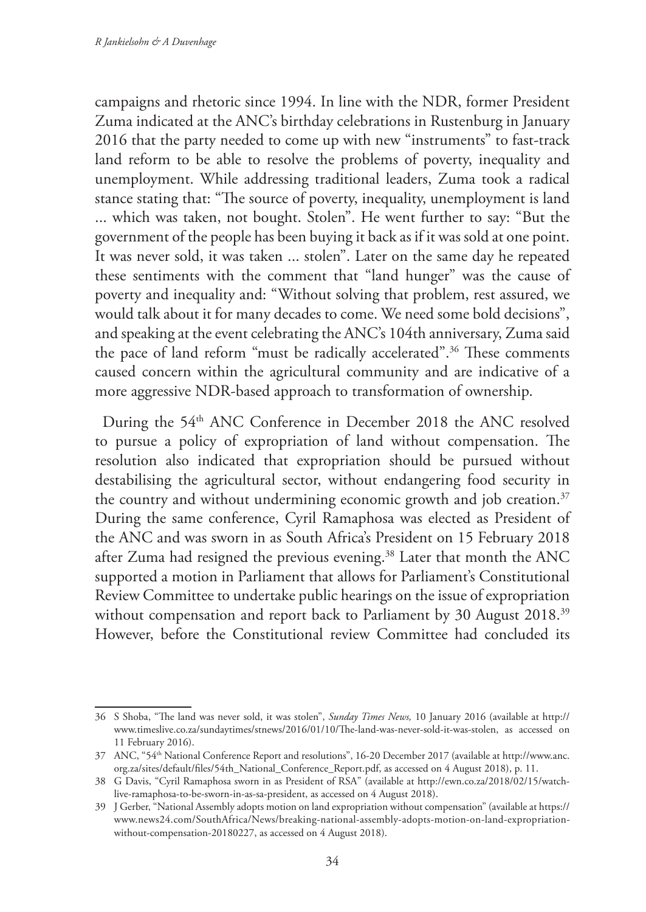campaigns and rhetoric since 1994. In line with the NDR, former President Zuma indicated at the ANC's birthday celebrations in Rustenburg in January 2016 that the party needed to come up with new "instruments" to fast-track land reform to be able to resolve the problems of poverty, inequality and unemployment. While addressing traditional leaders, Zuma took a radical stance stating that: "The source of poverty, inequality, unemployment is land ... which was taken, not bought. Stolen". He went further to say: "But the government of the people has been buying it back as if it was sold at one point. It was never sold, it was taken ... stolen". Later on the same day he repeated these sentiments with the comment that "land hunger" was the cause of poverty and inequality and: "Without solving that problem, rest assured, we would talk about it for many decades to come. We need some bold decisions", and speaking at the event celebrating the ANC's 104th anniversary, Zuma said the pace of land reform "must be radically accelerated".[36] These comments caused concern within the agricultural community and are indicative of a more aggressive NDR-based approach to transformation of ownership.

During the 54th ANC Conference in December 2018 the ANC resolved to pursue a policy of expropriation of land without compensation. The resolution also indicated that expropriation should be pursued without destabilising the agricultural sector, without endangering food security in the country and without undermining economic growth and job creation.[37] During the same conference, Cyril Ramaphosa was elected as President of the ANC and was sworn in as South Africa's President on 15 February 2018 after Zuma had resigned the previous evening.[38] Later that month the ANC supported a motion in Parliament that allows for Parliament's Constitutional Review Committee to undertake public hearings on the issue of expropriation without compensation and report back to Parliament by 30 August 2018.[39] However, before the Constitutional review Committee had concluded its

---

36 S Shoba, "The land was never sold, it was stolen", *Sunday Times News,* 10 January 2016 (available at http://www.timeslive.co.za/sundaytimes/stnews/2016/01/10/The-land-was-never-sold-it-was-stolen, as accessed on 11 February 2016).

37 ANC, "54th National Conference Report and resolutions", 16-20 December 2017 (available at http://www.anc.org.za/sites/default/files/54th_National_Conference_Report.pdf, as accessed on 4 August 2018), p. 11.

38 G Davis, "Cyril Ramaphosa sworn in as President of RSA" (available at http://ewn.co.za/2018/02/15/watch-live-ramaphosa-to-be-sworn-in-as-sa-president, as accessed on 4 August 2018).

39 J Gerber, "National Assembly adopts motion on land expropriation without compensation" (available at https://www.news24.com/SouthAfrica/News/breaking-national-assembly-adopts-motion-on-land-expropriation-without-compensation-20180227, as accessed on 4 August 2018).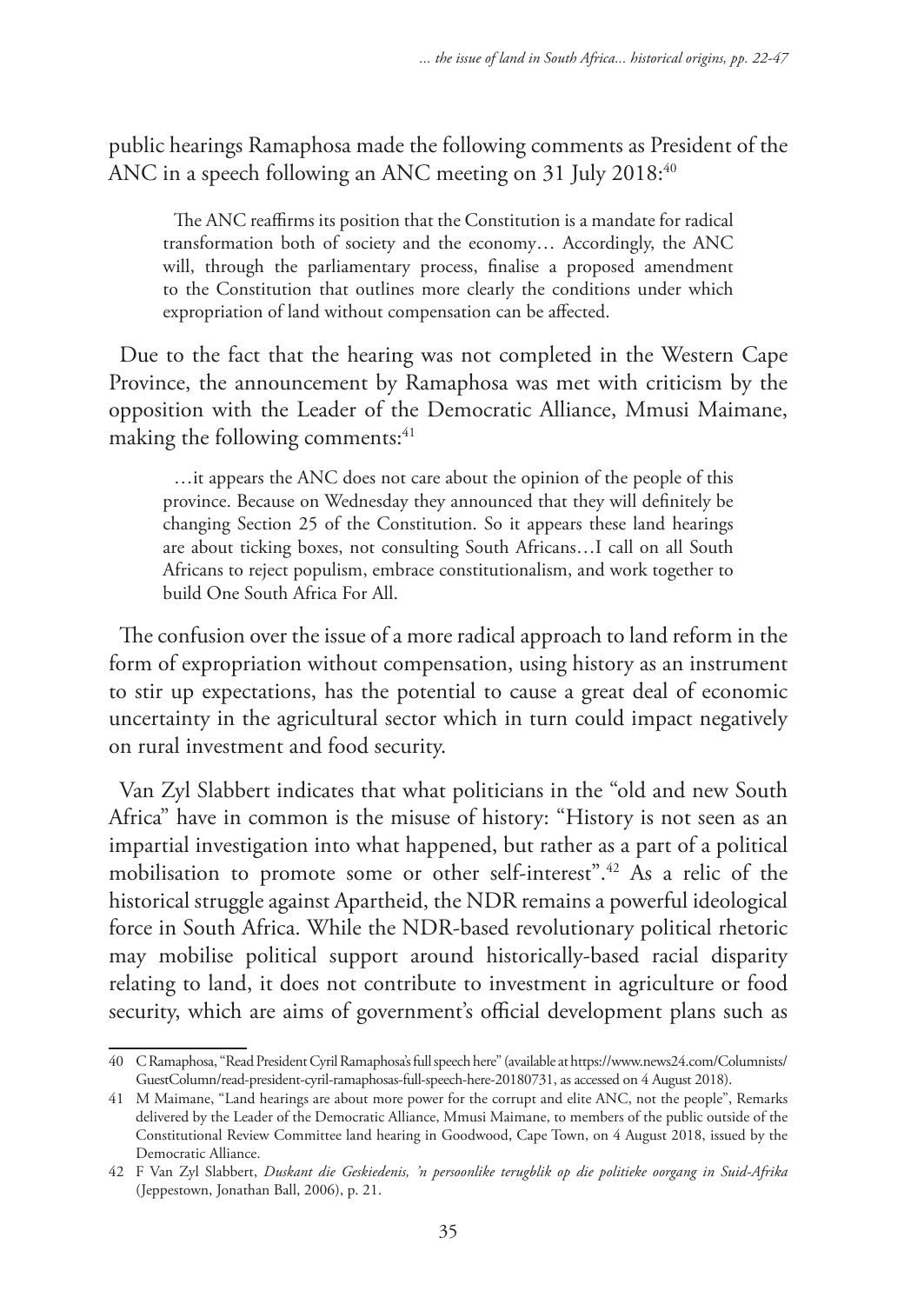public hearings Ramaphosa made the following comments as President of the ANC in a speech following an ANC meeting on 31 July 2018:[40]

> The ANC reaffirms its position that the Constitution is a mandate for radical transformation both of society and the economy… Accordingly, the ANC will, through the parliamentary process, finalise a proposed amendment to the Constitution that outlines more clearly the conditions under which expropriation of land without compensation can be affected.

Due to the fact that the hearing was not completed in the Western Cape Province, the announcement by Ramaphosa was met with criticism by the opposition with the Leader of the Democratic Alliance, Mmusi Maimane, making the following comments:[41]

> …it appears the ANC does not care about the opinion of the people of this province. Because on Wednesday they announced that they will definitely be changing Section 25 of the Constitution. So it appears these land hearings are about ticking boxes, not consulting South Africans…I call on all South Africans to reject populism, embrace constitutionalism, and work together to build One South Africa For All.

The confusion over the issue of a more radical approach to land reform in the form of expropriation without compensation, using history as an instrument to stir up expectations, has the potential to cause a great deal of economic uncertainty in the agricultural sector which in turn could impact negatively on rural investment and food security.

Van Zyl Slabbert indicates that what politicians in the "old and new South Africa" have in common is the misuse of history: "History is not seen as an impartial investigation into what happened, but rather as a part of a political mobilisation to promote some or other self-interest".[42] As a relic of the historical struggle against Apartheid, the NDR remains a powerful ideological force in South Africa. While the NDR-based revolutionary political rhetoric may mobilise political support around historically-based racial disparity relating to land, it does not contribute to investment in agriculture or food security, which are aims of government's official development plans such as

---

40 C Ramaphosa, "Read President Cyril Ramaphosa's full speech here" (available at https://www.news24.com/Columnists/GuestColumn/read-president-cyril-ramaphosas-full-speech-here-20180731, as accessed on 4 August 2018).

41 M Maimane, "Land hearings are about more power for the corrupt and elite ANC, not the people", Remarks delivered by the Leader of the Democratic Alliance, Mmusi Maimane, to members of the public outside of the Constitutional Review Committee land hearing in Goodwood, Cape Town, on 4 August 2018, issued by the Democratic Alliance.

42 F Van Zyl Slabbert, *Duskant die Geskiedenis, 'n persoonlike terugblik op die politieke oorgang in Suid-Afrika* (Jeppestown, Jonathan Ball, 2006), p. 21.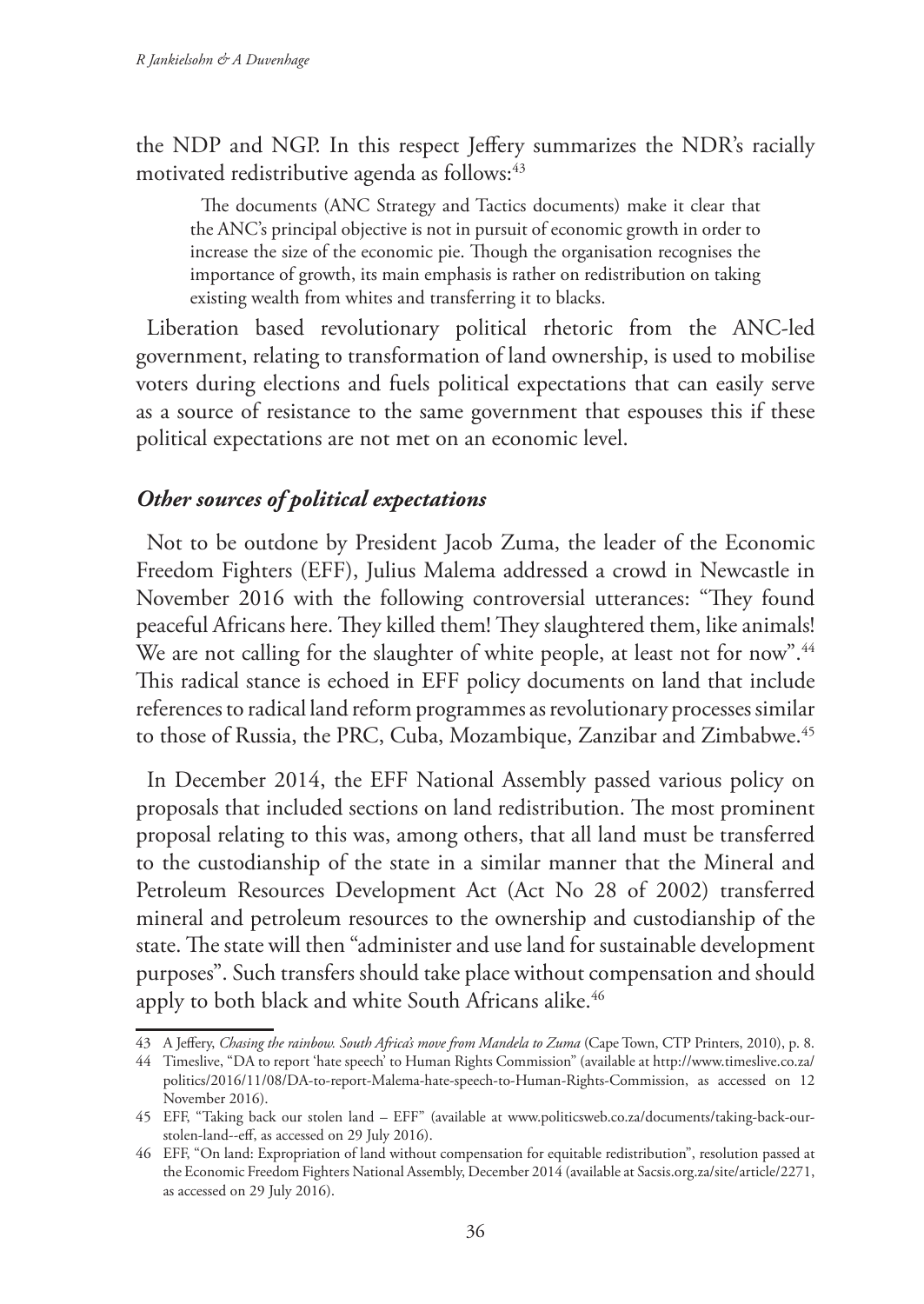the NDP and NGP. In this respect Jeffery summarizes the NDR's racially motivated redistributive agenda as follows:[43]

> The documents (ANC Strategy and Tactics documents) make it clear that the ANC's principal objective is not in pursuit of economic growth in order to increase the size of the economic pie. Though the organisation recognises the importance of growth, its main emphasis is rather on redistribution on taking existing wealth from whites and transferring it to blacks.

Liberation based revolutionary political rhetoric from the ANC-led government, relating to transformation of land ownership, is used to mobilise voters during elections and fuels political expectations that can easily serve as a source of resistance to the same government that espouses this if these political expectations are not met on an economic level.

### *Other sources of political expectations*

Not to be outdone by President Jacob Zuma, the leader of the Economic Freedom Fighters (EFF), Julius Malema addressed a crowd in Newcastle in November 2016 with the following controversial utterances: "They found peaceful Africans here. They killed them! They slaughtered them, like animals! We are not calling for the slaughter of white people, at least not for now".[44] This radical stance is echoed in EFF policy documents on land that include references to radical land reform programmes as revolutionary processes similar to those of Russia, the PRC, Cuba, Mozambique, Zanzibar and Zimbabwe.[45]

In December 2014, the EFF National Assembly passed various policy on proposals that included sections on land redistribution. The most prominent proposal relating to this was, among others, that all land must be transferred to the custodianship of the state in a similar manner that the Mineral and Petroleum Resources Development Act (Act No 28 of 2002) transferred mineral and petroleum resources to the ownership and custodianship of the state. The state will then "administer and use land for sustainable development purposes". Such transfers should take place without compensation and should apply to both black and white South Africans alike.[46]

---

43 A Jeffery, *Chasing the rainbow. South Africa's move from Mandela to Zuma* (Cape Town, CTP Printers, 2010), p. 8.

44 Timeslive, "DA to report 'hate speech' to Human Rights Commission" (available at http://www.timeslive.co.za/politics/2016/11/08/DA-to-report-Malema-hate-speech-to-Human-Rights-Commission, as accessed on 12 November 2016).

45 EFF, "Taking back our stolen land – EFF" (available at www.politicsweb.co.za/documents/taking-back-our-stolen-land--eff, as accessed on 29 July 2016).

46 EFF, "On land: Expropriation of land without compensation for equitable redistribution", resolution passed at the Economic Freedom Fighters National Assembly, December 2014 (available at Sacsis.org.za/site/article/2271, as accessed on 29 July 2016).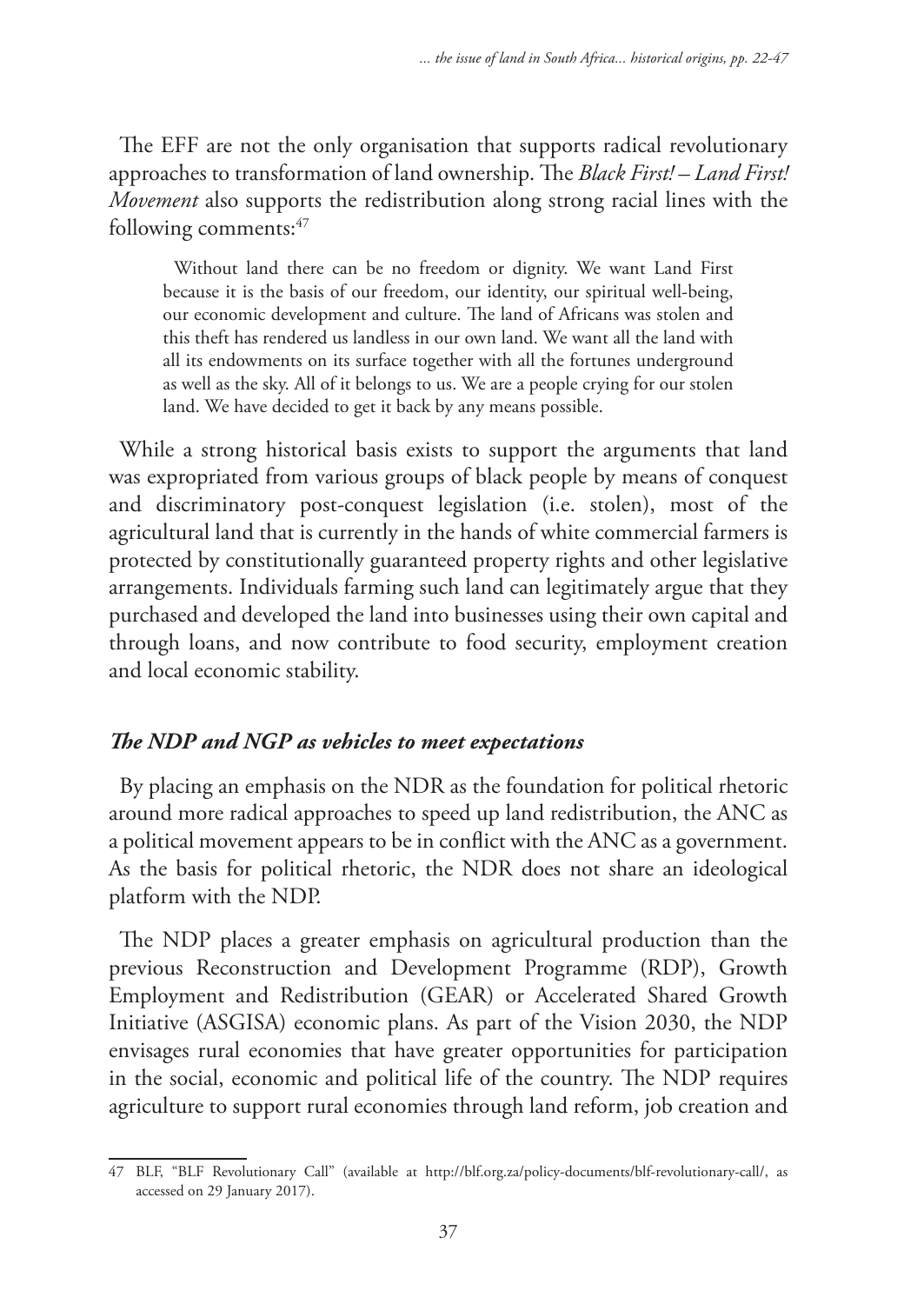The EFF are not the only organisation that supports radical revolutionary approaches to transformation of land ownership. The *Black First! – Land First! Movement* also supports the redistribution along strong racial lines with the following comments:[47]

> Without land there can be no freedom or dignity. We want Land First because it is the basis of our freedom, our identity, our spiritual well-being, our economic development and culture. The land of Africans was stolen and this theft has rendered us landless in our own land. We want all the land with all its endowments on its surface together with all the fortunes underground as well as the sky. All of it belongs to us. We are a people crying for our stolen land. We have decided to get it back by any means possible.

While a strong historical basis exists to support the arguments that land was expropriated from various groups of black people by means of conquest and discriminatory post-conquest legislation (i.e. stolen), most of the agricultural land that is currently in the hands of white commercial farmers is protected by constitutionally guaranteed property rights and other legislative arrangements. Individuals farming such land can legitimately argue that they purchased and developed the land into businesses using their own capital and through loans, and now contribute to food security, employment creation and local economic stability.

### *The NDP and NGP as vehicles to meet expectations*

By placing an emphasis on the NDR as the foundation for political rhetoric around more radical approaches to speed up land redistribution, the ANC as a political movement appears to be in conflict with the ANC as a government. As the basis for political rhetoric, the NDR does not share an ideological platform with the NDP.

The NDP places a greater emphasis on agricultural production than the previous Reconstruction and Development Programme (RDP), Growth Employment and Redistribution (GEAR) or Accelerated Shared Growth Initiative (ASGISA) economic plans. As part of the Vision 2030, the NDP envisages rural economies that have greater opportunities for participation in the social, economic and political life of the country. The NDP requires agriculture to support rural economies through land reform, job creation and

---

47 BLF, "BLF Revolutionary Call" (available at http://blf.org.za/policy-documents/blf-revolutionary-call/, as accessed on 29 January 2017).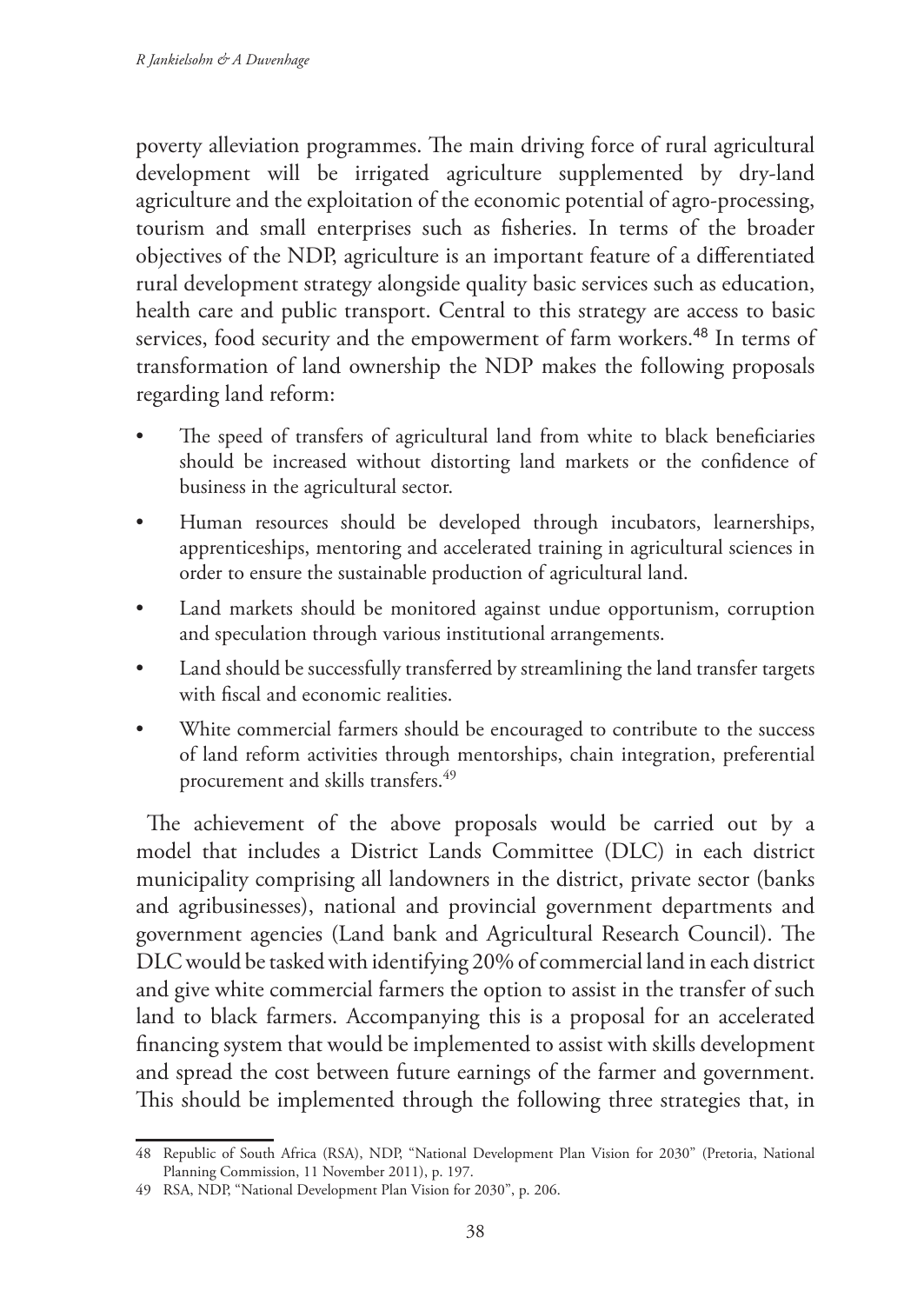poverty alleviation programmes. The main driving force of rural agricultural development will be irrigated agriculture supplemented by dry-land agriculture and the exploitation of the economic potential of agro-processing, tourism and small enterprises such as fisheries. In terms of the broader objectives of the NDP, agriculture is an important feature of a differentiated rural development strategy alongside quality basic services such as education, health care and public transport. Central to this strategy are access to basic services, food security and the empowerment of farm workers.[48] In terms of transformation of land ownership the NDP makes the following proposals regarding land reform:

- The speed of transfers of agricultural land from white to black beneficiaries should be increased without distorting land markets or the confidence of business in the agricultural sector.
- Human resources should be developed through incubators, learnerships, apprenticeships, mentoring and accelerated training in agricultural sciences in order to ensure the sustainable production of agricultural land.
- Land markets should be monitored against undue opportunism, corruption and speculation through various institutional arrangements.
- Land should be successfully transferred by streamlining the land transfer targets with fiscal and economic realities.
- White commercial farmers should be encouraged to contribute to the success of land reform activities through mentorships, chain integration, preferential procurement and skills transfers.[49]

The achievement of the above proposals would be carried out by a model that includes a District Lands Committee (DLC) in each district municipality comprising all landowners in the district, private sector (banks and agribusinesses), national and provincial government departments and government agencies (Land bank and Agricultural Research Council). The DLC would be tasked with identifying 20% of commercial land in each district and give white commercial farmers the option to assist in the transfer of such land to black farmers. Accompanying this is a proposal for an accelerated financing system that would be implemented to assist with skills development and spread the cost between future earnings of the farmer and government. This should be implemented through the following three strategies that, in

---

48 Republic of South Africa (RSA), NDP, "National Development Plan Vision for 2030" (Pretoria, National Planning Commission, 11 November 2011), p. 197.

49 RSA, NDP, "National Development Plan Vision for 2030", p. 206.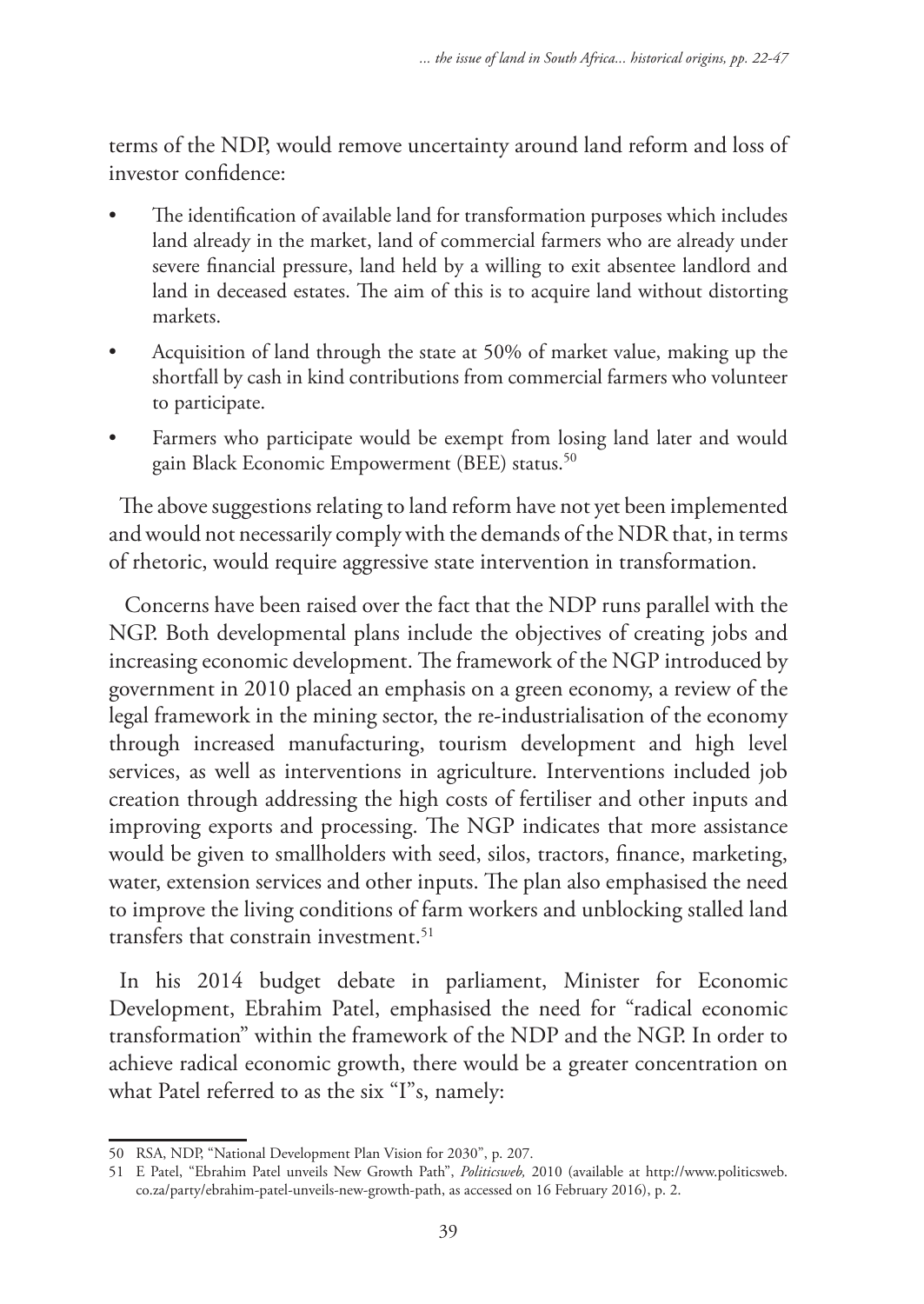terms of the NDP, would remove uncertainty around land reform and loss of investor confidence:

- The identification of available land for transformation purposes which includes land already in the market, land of commercial farmers who are already under severe financial pressure, land held by a willing to exit absentee landlord and land in deceased estates. The aim of this is to acquire land without distorting markets.
- Acquisition of land through the state at 50% of market value, making up the shortfall by cash in kind contributions from commercial farmers who volunteer to participate.
- Farmers who participate would be exempt from losing land later and would gain Black Economic Empowerment (BEE) status.[50]

The above suggestions relating to land reform have not yet been implemented and would not necessarily comply with the demands of the NDR that, in terms of rhetoric, would require aggressive state intervention in transformation.

Concerns have been raised over the fact that the NDP runs parallel with the NGP. Both developmental plans include the objectives of creating jobs and increasing economic development. The framework of the NGP introduced by government in 2010 placed an emphasis on a green economy, a review of the legal framework in the mining sector, the re-industrialisation of the economy through increased manufacturing, tourism development and high level services, as well as interventions in agriculture. Interventions included job creation through addressing the high costs of fertiliser and other inputs and improving exports and processing. The NGP indicates that more assistance would be given to smallholders with seed, silos, tractors, finance, marketing, water, extension services and other inputs. The plan also emphasised the need to improve the living conditions of farm workers and unblocking stalled land transfers that constrain investment.[51]

In his 2014 budget debate in parliament, Minister for Economic Development, Ebrahim Patel, emphasised the need for "radical economic transformation" within the framework of the NDP and the NGP. In order to achieve radical economic growth, there would be a greater concentration on what Patel referred to as the six "I"s, namely:

---

50 RSA, NDP, "National Development Plan Vision for 2030", p. 207.

51 E Patel, "Ebrahim Patel unveils New Growth Path", *Politicsweb*, 2010 (available at http://www.politicsweb.co.za/party/ebrahim-patel-unveils-new-growth-path, as accessed on 16 February 2016), p. 2.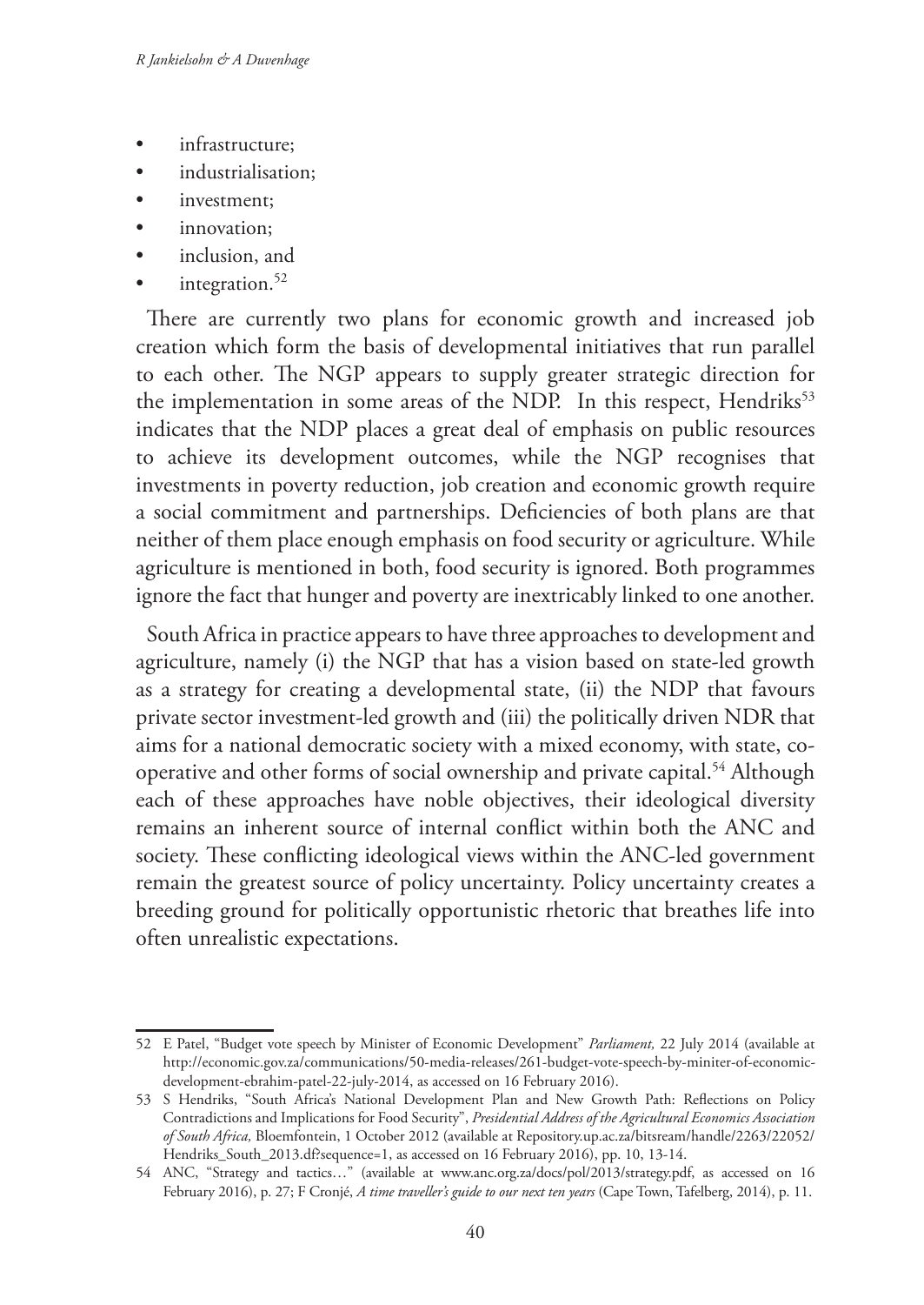- infrastructure;
- industrialisation;
- investment;
- innovation;
- inclusion, and
- integration.[52]

There are currently two plans for economic growth and increased job creation which form the basis of developmental initiatives that run parallel to each other. The NGP appears to supply greater strategic direction for the implementation in some areas of the NDP. In this respect, Hendriks[53] indicates that the NDP places a great deal of emphasis on public resources to achieve its development outcomes, while the NGP recognises that investments in poverty reduction, job creation and economic growth require a social commitment and partnerships. Deficiencies of both plans are that neither of them place enough emphasis on food security or agriculture. While agriculture is mentioned in both, food security is ignored. Both programmes ignore the fact that hunger and poverty are inextricably linked to one another.

South Africa in practice appears to have three approaches to development and agriculture, namely (i) the NGP that has a vision based on state-led growth as a strategy for creating a developmental state, (ii) the NDP that favours private sector investment-led growth and (iii) the politically driven NDR that aims for a national democratic society with a mixed economy, with state, co-operative and other forms of social ownership and private capital.[54] Although each of these approaches have noble objectives, their ideological diversity remains an inherent source of internal conflict within both the ANC and society. These conflicting ideological views within the ANC-led government remain the greatest source of policy uncertainty. Policy uncertainty creates a breeding ground for politically opportunistic rhetoric that breathes life into often unrealistic expectations.

---

52 E Patel, "Budget vote speech by Minister of Economic Development" *Parliament,* 22 July 2014 (available at http://economic.gov.za/communications/50-media-releases/261-budget-vote-speech-by-miniter-of-economic-development-ebrahim-patel-22-july-2014, as accessed on 16 February 2016).

53 S Hendriks, "South Africa's National Development Plan and New Growth Path: Reflections on Policy Contradictions and Implications for Food Security", *Presidential Address of the Agricultural Economics Association of South Africa,* Bloemfontein, 1 October 2012 (available at Repository.up.ac.za/bitsream/handle/2263/22052/Hendriks_South_2013.df?sequence=1, as accessed on 16 February 2016), pp. 10, 13-14.

54 ANC, "Strategy and tactics…" (available at www.anc.org.za/docs/pol/2013/strategy.pdf, as accessed on 16 February 2016), p. 27; F Cronjé, *A time traveller's guide to our next ten years* (Cape Town, Tafelberg, 2014), p. 11.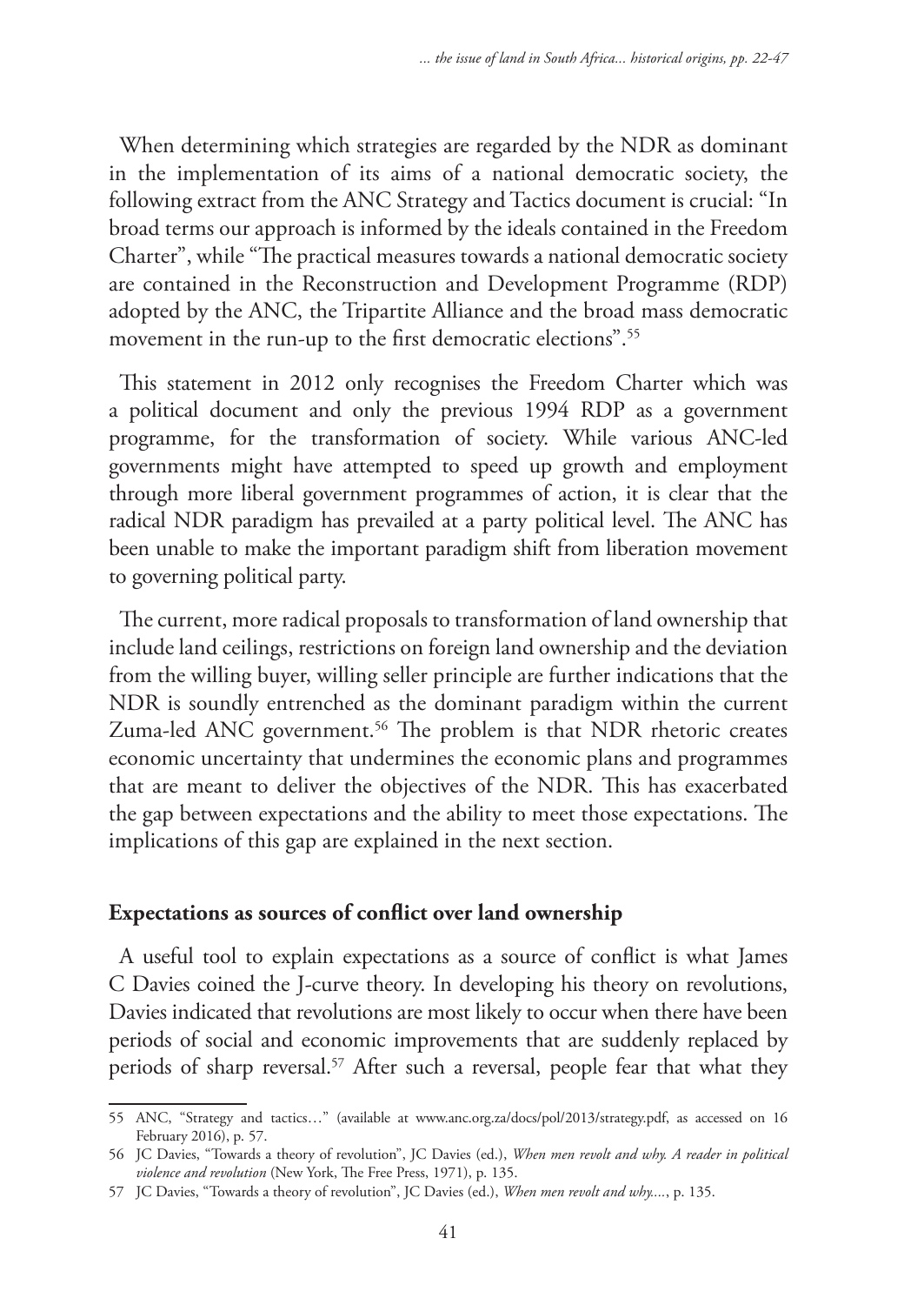When determining which strategies are regarded by the NDR as dominant in the implementation of its aims of a national democratic society, the following extract from the ANC Strategy and Tactics document is crucial: "In broad terms our approach is informed by the ideals contained in the Freedom Charter", while "The practical measures towards a national democratic society are contained in the Reconstruction and Development Programme (RDP) adopted by the ANC, the Tripartite Alliance and the broad mass democratic movement in the run-up to the first democratic elections".[55]

This statement in 2012 only recognises the Freedom Charter which was a political document and only the previous 1994 RDP as a government programme, for the transformation of society. While various ANC-led governments might have attempted to speed up growth and employment through more liberal government programmes of action, it is clear that the radical NDR paradigm has prevailed at a party political level. The ANC has been unable to make the important paradigm shift from liberation movement to governing political party.

The current, more radical proposals to transformation of land ownership that include land ceilings, restrictions on foreign land ownership and the deviation from the willing buyer, willing seller principle are further indications that the NDR is soundly entrenched as the dominant paradigm within the current Zuma-led ANC government.[56] The problem is that NDR rhetoric creates economic uncertainty that undermines the economic plans and programmes that are meant to deliver the objectives of the NDR. This has exacerbated the gap between expectations and the ability to meet those expectations. The implications of this gap are explained in the next section.

## Expectations as sources of conflict over land ownership

A useful tool to explain expectations as a source of conflict is what James C Davies coined the J-curve theory. In developing his theory on revolutions, Davies indicated that revolutions are most likely to occur when there have been periods of social and economic improvements that are suddenly replaced by periods of sharp reversal.[57] After such a reversal, people fear that what they

---

55 ANC, "Strategy and tactics…" (available at www.anc.org.za/docs/pol/2013/strategy.pdf, as accessed on 16 February 2016), p. 57.

56 JC Davies, "Towards a theory of revolution", JC Davies (ed.), *When men revolt and why. A reader in political violence and revolution* (New York, The Free Press, 1971), p. 135.

57 JC Davies, "Towards a theory of revolution", JC Davies (ed.), *When men revolt and why...*, p. 135.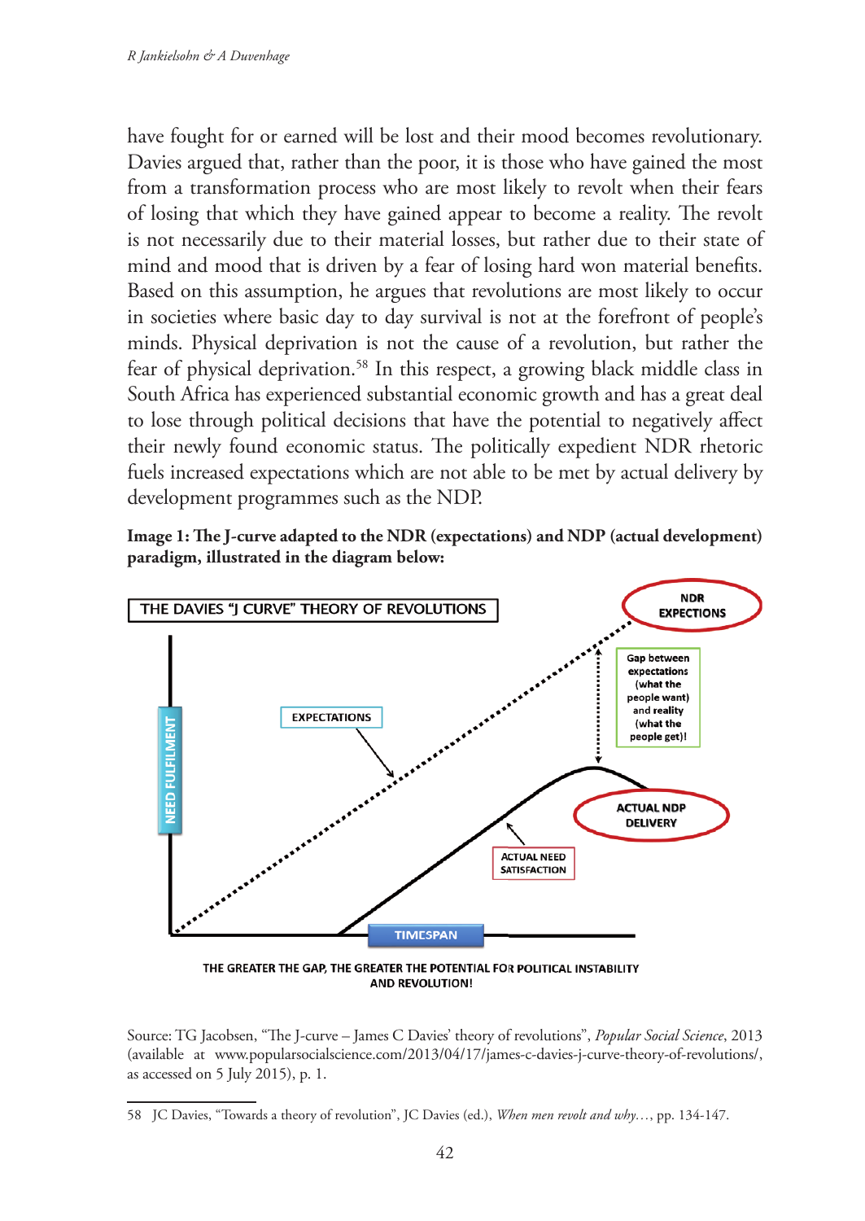have fought for or earned will be lost and their mood becomes revolutionary. Davies argued that, rather than the poor, it is those who have gained the most from a transformation process who are most likely to revolt when their fears of losing that which they have gained appear to become a reality. The revolt is not necessarily due to their material losses, but rather due to their state of mind and mood that is driven by a fear of losing hard won material benefits. Based on this assumption, he argues that revolutions are most likely to occur in societies where basic day to day survival is not at the forefront of people's minds. Physical deprivation is not the cause of a revolution, but rather the fear of physical deprivation.[58] In this respect, a growing black middle class in South Africa has experienced substantial economic growth and has a great deal to lose through political decisions that have the potential to negatively affect their newly found economic status. The politically expedient NDR rhetoric fuels increased expectations which are not able to be met by actual delivery by development programmes such as the NDP.

**Image 1: The J-curve adapted to the NDR (expectations) and NDP (actual development) paradigm, illustrated in the diagram below:**

THE DAVIES "J CURVE" THEORY OF REVOLUTIONS

NDR EXPECTIONS

Gap between expectations (what the people want) and reality (what the people get)!

EXPECTATIONS

NEED FULFILMENT

ACTUAL NDP DELIVERY

ACTUAL NEED SATISFACTION

TIMESPAN

THE GREATER THE GAP, THE GREATER THE POTENTIAL FOR POLITICAL INSTABILITY AND REVOLUTION!

Source: TG Jacobsen, "The J-curve – James C Davies' theory of revolutions", *Popular Social Science*, 2013 (available at www.popularsocialscience.com/2013/04/17/james-c-davies-j-curve-theory-of-revolutions/, as accessed on 5 July 2015), p. 1.

58 JC Davies, "Towards a theory of revolution", JC Davies (ed.), *When men revolt and why…*, pp. 134-147.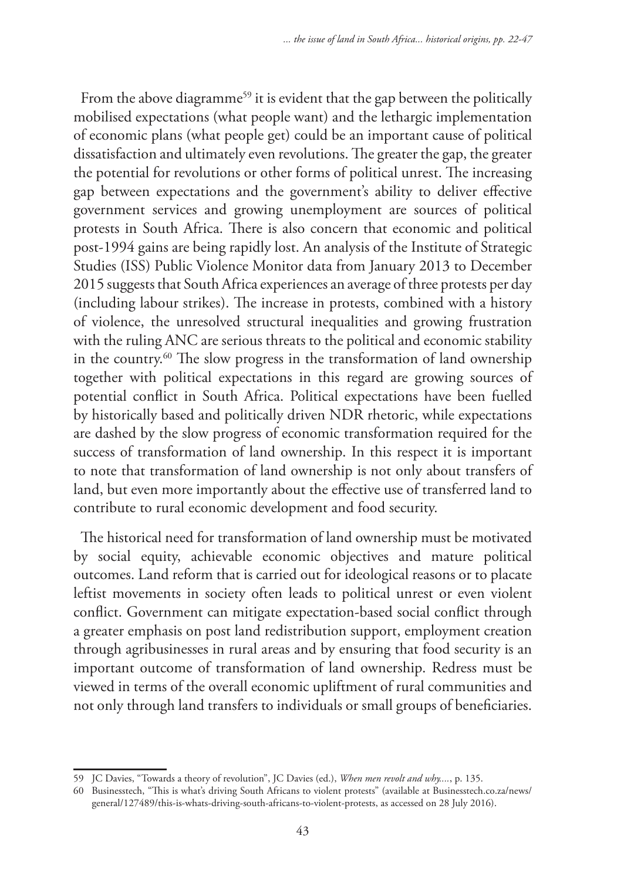From the above diagramme[59] it is evident that the gap between the politically mobilised expectations (what people want) and the lethargic implementation of economic plans (what people get) could be an important cause of political dissatisfaction and ultimately even revolutions. The greater the gap, the greater the potential for revolutions or other forms of political unrest. The increasing gap between expectations and the government's ability to deliver effective government services and growing unemployment are sources of political protests in South Africa. There is also concern that economic and political post-1994 gains are being rapidly lost. An analysis of the Institute of Strategic Studies (ISS) Public Violence Monitor data from January 2013 to December 2015 suggests that South Africa experiences an average of three protests per day (including labour strikes). The increase in protests, combined with a history of violence, the unresolved structural inequalities and growing frustration with the ruling ANC are serious threats to the political and economic stability in the country.[60] The slow progress in the transformation of land ownership together with political expectations in this regard are growing sources of potential conflict in South Africa. Political expectations have been fuelled by historically based and politically driven NDR rhetoric, while expectations are dashed by the slow progress of economic transformation required for the success of transformation of land ownership. In this respect it is important to note that transformation of land ownership is not only about transfers of land, but even more importantly about the effective use of transferred land to contribute to rural economic development and food security.

The historical need for transformation of land ownership must be motivated by social equity, achievable economic objectives and mature political outcomes. Land reform that is carried out for ideological reasons or to placate leftist movements in society often leads to political unrest or even violent conflict. Government can mitigate expectation-based social conflict through a greater emphasis on post land redistribution support, employment creation through agribusinesses in rural areas and by ensuring that food security is an important outcome of transformation of land ownership. Redress must be viewed in terms of the overall economic upliftment of rural communities and not only through land transfers to individuals or small groups of beneficiaries.

---

59 JC Davies, "Towards a theory of revolution", JC Davies (ed.), *When men revolt and why...*, p. 135.

60 Businesstech, "This is what's driving South Africans to violent protests" (available at Businesstech.co.za/news/general/127489/this-is-whats-driving-south-africans-to-violent-protests, as accessed on 28 July 2016).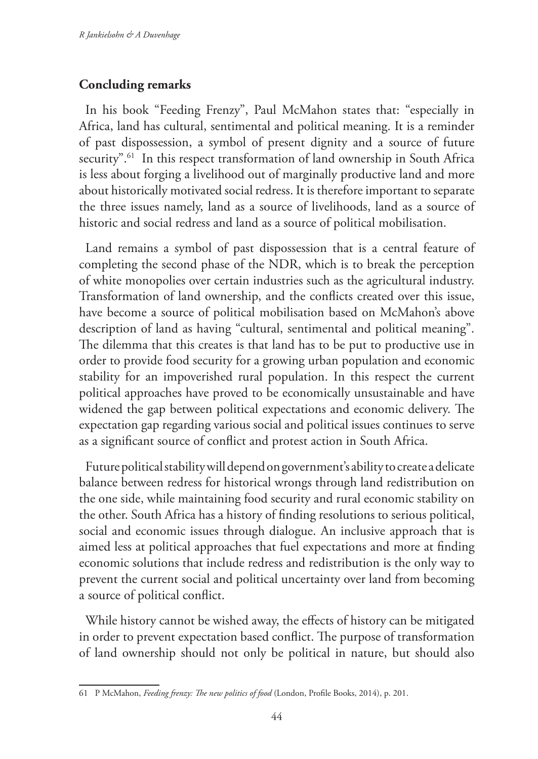## Concluding remarks

In his book "Feeding Frenzy", Paul McMahon states that: "especially in Africa, land has cultural, sentimental and political meaning. It is a reminder of past dispossession, a symbol of present dignity and a source of future security".[61] In this respect transformation of land ownership in South Africa is less about forging a livelihood out of marginally productive land and more about historically motivated social redress. It is therefore important to separate the three issues namely, land as a source of livelihoods, land as a source of historic and social redress and land as a source of political mobilisation.

Land remains a symbol of past dispossession that is a central feature of completing the second phase of the NDR, which is to break the perception of white monopolies over certain industries such as the agricultural industry. Transformation of land ownership, and the conflicts created over this issue, have become a source of political mobilisation based on McMahon's above description of land as having "cultural, sentimental and political meaning". The dilemma that this creates is that land has to be put to productive use in order to provide food security for a growing urban population and economic stability for an impoverished rural population. In this respect the current political approaches have proved to be economically unsustainable and have widened the gap between political expectations and economic delivery. The expectation gap regarding various social and political issues continues to serve as a significant source of conflict and protest action in South Africa.

Future political stability will depend on government's ability to create a delicate balance between redress for historical wrongs through land redistribution on the one side, while maintaining food security and rural economic stability on the other. South Africa has a history of finding resolutions to serious political, social and economic issues through dialogue. An inclusive approach that is aimed less at political approaches that fuel expectations and more at finding economic solutions that include redress and redistribution is the only way to prevent the current social and political uncertainty over land from becoming a source of political conflict.

While history cannot be wished away, the effects of history can be mitigated in order to prevent expectation based conflict. The purpose of transformation of land ownership should not only be political in nature, but should also

---

61 P McMahon, *Feeding frenzy: The new politics of food* (London, Profile Books, 2014), p. 201.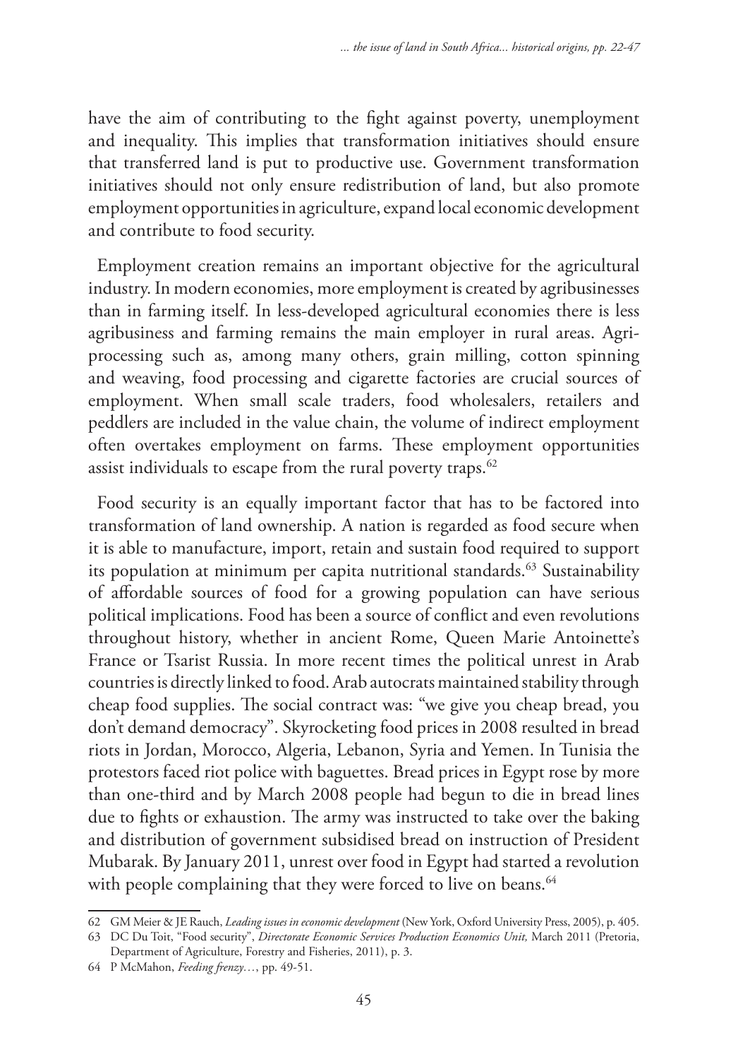have the aim of contributing to the fight against poverty, unemployment and inequality. This implies that transformation initiatives should ensure that transferred land is put to productive use. Government transformation initiatives should not only ensure redistribution of land, but also promote employment opportunities in agriculture, expand local economic development and contribute to food security.

Employment creation remains an important objective for the agricultural industry. In modern economies, more employment is created by agribusinesses than in farming itself. In less-developed agricultural economies there is less agribusiness and farming remains the main employer in rural areas. Agri-processing such as, among many others, grain milling, cotton spinning and weaving, food processing and cigarette factories are crucial sources of employment. When small scale traders, food wholesalers, retailers and peddlers are included in the value chain, the volume of indirect employment often overtakes employment on farms. These employment opportunities assist individuals to escape from the rural poverty traps.[62]

Food security is an equally important factor that has to be factored into transformation of land ownership. A nation is regarded as food secure when it is able to manufacture, import, retain and sustain food required to support its population at minimum per capita nutritional standards.[63] Sustainability of affordable sources of food for a growing population can have serious political implications. Food has been a source of conflict and even revolutions throughout history, whether in ancient Rome, Queen Marie Antoinette's France or Tsarist Russia. In more recent times the political unrest in Arab countries is directly linked to food. Arab autocrats maintained stability through cheap food supplies. The social contract was: "we give you cheap bread, you don't demand democracy". Skyrocketing food prices in 2008 resulted in bread riots in Jordan, Morocco, Algeria, Lebanon, Syria and Yemen. In Tunisia the protestors faced riot police with baguettes. Bread prices in Egypt rose by more than one-third and by March 2008 people had begun to die in bread lines due to fights or exhaustion. The army was instructed to take over the baking and distribution of government subsidised bread on instruction of President Mubarak. By January 2011, unrest over food in Egypt had started a revolution with people complaining that they were forced to live on beans.[64]

---

62 GM Meier & JE Rauch, *Leading issues in economic development* (New York, Oxford University Press, 2005), p. 405.

63 DC Du Toit, "Food security", *Directorate Economic Services Production Economics Unit,* March 2011 (Pretoria, Department of Agriculture, Forestry and Fisheries, 2011), p. 3.

64 P McMahon, *Feeding frenzy…*, pp. 49-51.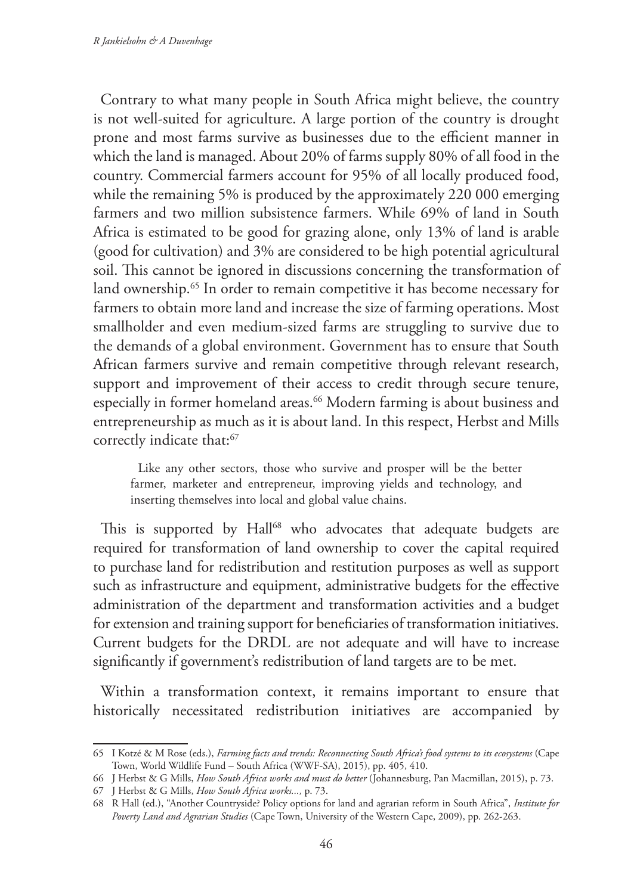Contrary to what many people in South Africa might believe, the country is not well-suited for agriculture. A large portion of the country is drought prone and most farms survive as businesses due to the efficient manner in which the land is managed. About 20% of farms supply 80% of all food in the country. Commercial farmers account for 95% of all locally produced food, while the remaining 5% is produced by the approximately 220 000 emerging farmers and two million subsistence farmers. While 69% of land in South Africa is estimated to be good for grazing alone, only 13% of land is arable (good for cultivation) and 3% are considered to be high potential agricultural soil. This cannot be ignored in discussions concerning the transformation of land ownership.[65] In order to remain competitive it has become necessary for farmers to obtain more land and increase the size of farming operations. Most smallholder and even medium-sized farms are struggling to survive due to the demands of a global environment. Government has to ensure that South African farmers survive and remain competitive through relevant research, support and improvement of their access to credit through secure tenure, especially in former homeland areas.[66] Modern farming is about business and entrepreneurship as much as it is about land. In this respect, Herbst and Mills correctly indicate that:[67]

> Like any other sectors, those who survive and prosper will be the better farmer, marketer and entrepreneur, improving yields and technology, and inserting themselves into local and global value chains.

This is supported by Hall[68] who advocates that adequate budgets are required for transformation of land ownership to cover the capital required to purchase land for redistribution and restitution purposes as well as support such as infrastructure and equipment, administrative budgets for the effective administration of the department and transformation activities and a budget for extension and training support for beneficiaries of transformation initiatives. Current budgets for the DRDL are not adequate and will have to increase significantly if government's redistribution of land targets are to be met.

Within a transformation context, it remains important to ensure that historically necessitated redistribution initiatives are accompanied by

---

65 I Kotzé & M Rose (eds.), *Farming facts and trends: Reconnecting South Africa's food systems to its ecosystems* (Cape Town, World Wildlife Fund – South Africa (WWF-SA), 2015), pp. 405, 410.

66 J Herbst & G Mills, *How South Africa works and must do better* (Johannesburg, Pan Macmillan, 2015), p. 73.

67 J Herbst & G Mills, *How South Africa works...*, p. 73.

68 R Hall (ed.), "Another Countryside? Policy options for land and agrarian reform in South Africa", *Institute for Poverty Land and Agrarian Studies* (Cape Town, University of the Western Cape, 2009), pp. 262-263.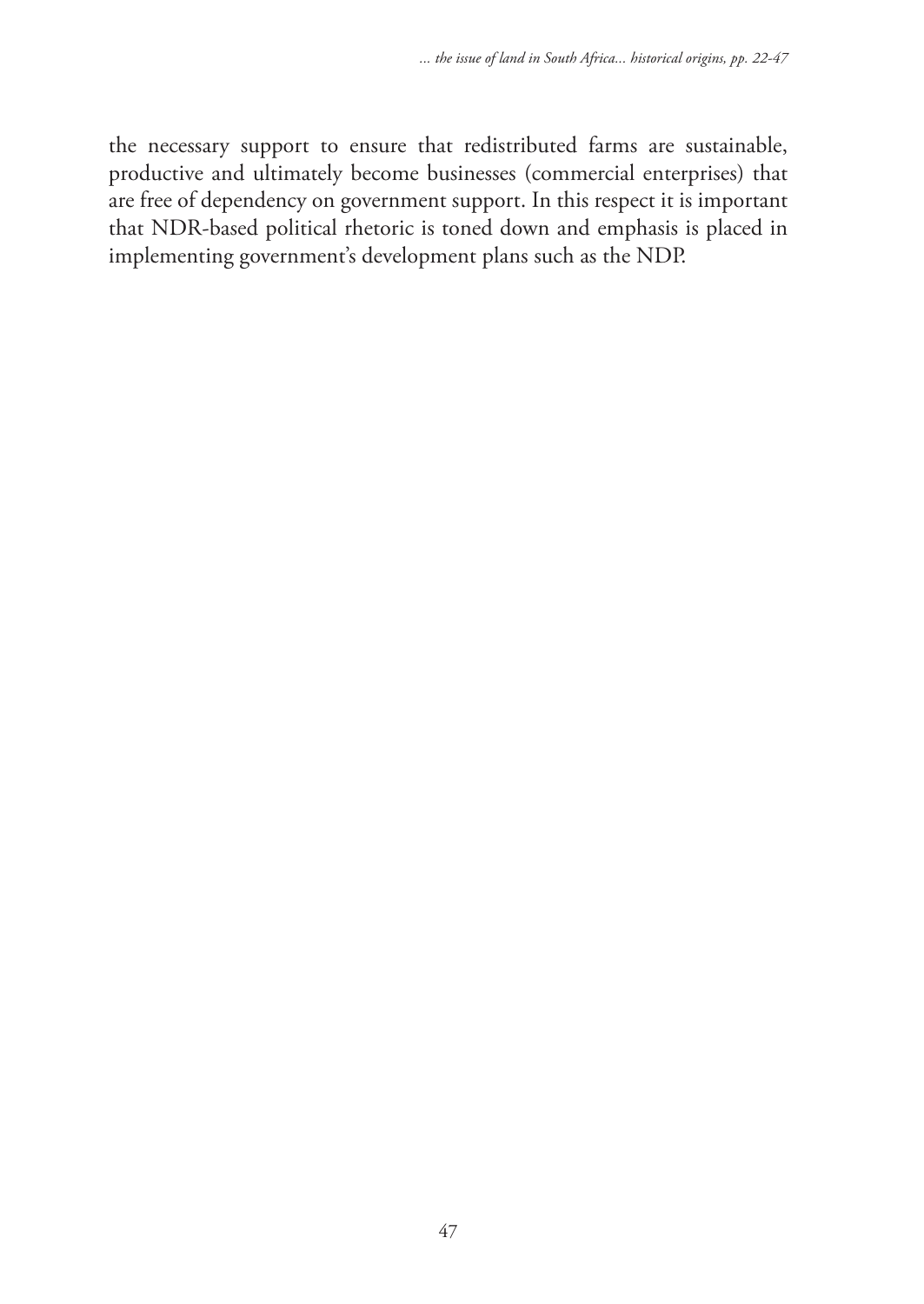the necessary support to ensure that redistributed farms are sustainable, productive and ultimately become businesses (commercial enterprises) that are free of dependency on government support. In this respect it is important that NDR-based political rhetoric is toned down and emphasis is placed in implementing government's development plans such as the NDP.